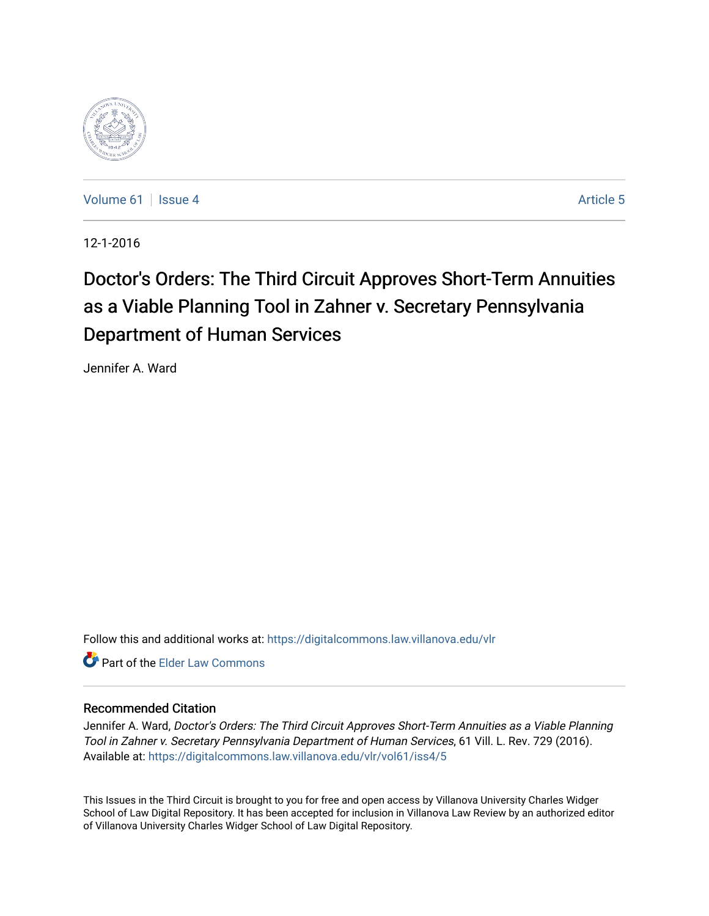Volume 61 | Issue 4 | Article 5

12-1-2016

# Doctor's Orders: The Third Circuit Approves Short-Term Annuities as a Viable Planning Tool in Zahner v. Secretary Pennsylvania Department of Human Services

Jennifer A. Ward

Follow this and additional works at: https://digitalcommons.law.villanova.edu/vlr

Part of the Elder Law Commons

## Recommended Citation

Jennifer A. Ward, *Doctor's Orders: The Third Circuit Approves Short-Term Annuities as a Viable Planning Tool in Zahner v. Secretary Pennsylvania Department of Human Services*, 61 Vill. L. Rev. 729 (2016).
Available at: https://digitalcommons.law.villanova.edu/vlr/vol61/iss4/5

This Issues in the Third Circuit is brought to you for free and open access by Villanova University Charles Widger School of Law Digital Repository. It has been accepted for inclusion in Villanova Law Review by an authorized editor of Villanova University Charles Widger School of Law Digital Repository.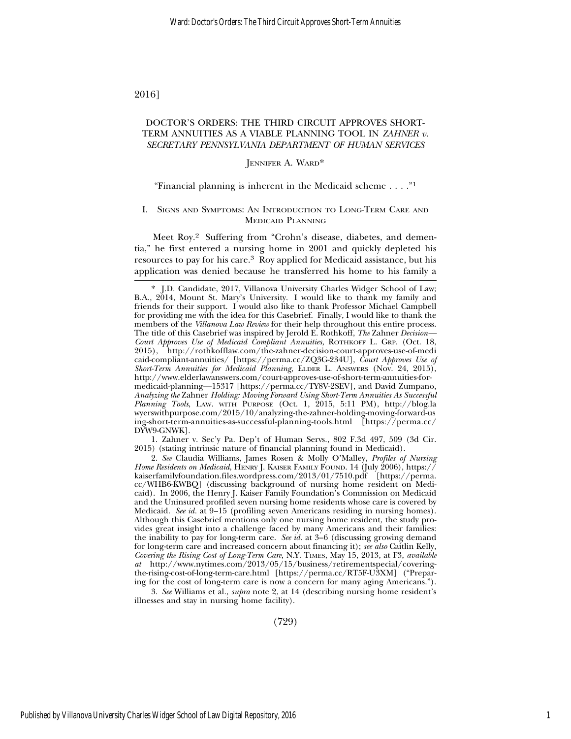# DOCTOR'S ORDERS: THE THIRD CIRCUIT APPROVES SHORT-TERM ANNUITIES AS A VIABLE PLANNING TOOL IN *ZAHNER v. SECRETARY PENNSYLVANIA DEPARTMENT OF HUMAN SERVICES*

JENNIFER A. WARD*

"Financial planning is inherent in the Medicaid scheme . . . ."[1]

## I. SIGNS AND SYMPTOMS: AN INTRODUCTION TO LONG-TERM CARE AND MEDICAID PLANNING

Meet Roy.[2] Suffering from "Crohn's disease, diabetes, and dementia," he first entered a nursing home in 2001 and quickly depleted his resources to pay for his care.[3] Roy applied for Medicaid assistance, but his application was denied because he transferred his home to his family a

---

\* J.D. Candidate, 2017, Villanova University Charles Widger School of Law; B.A., 2014, Mount St. Mary's University. I would like to thank my family and friends for their support. I would also like to thank Professor Michael Campbell for providing me with the idea for this Casebrief. Finally, I would like to thank the members of the *Villanova Law Review* for their help throughout this entire process. The title of this Casebrief was inspired by Jerold E. Rothkoff, *The* Zahner *Decision—Court Approves Use of Medicaid Compliant Annuities*, ROTHKOFF L. GRP. (Oct. 18, 2015), http://rothkofflaw.com/the-zahner-decision-court-approves-use-of-medicaid-compliant-annuities/ [https://perma.cc/ZQ3G-234U], *Court Approves Use of Short-Term Annuities for Medicaid Planning*, ELDER L. ANSWERS (Nov. 24, 2015), http://www.elderlawanswers.com/court-approves-use-of-short-term-annuities-for-medicaid-planning—15317 [https://perma.cc/TY8V-2SEV], and David Zumpano, *Analyzing the* Zahner *Holding: Moving Forward Using Short-Term Annuities As Successful Planning Tools*, LAW. WITH PURPOSE (Oct. 1, 2015, 5:11 PM), http://blog.lawyerswithpurpose.com/2015/10/analyzing-the-zahner-holding-moving-forward-using-short-term-annuities-as-successful-planning-tools.html [https://perma.cc/DYW9-GNWK].

1. Zahner v. Sec'y Pa. Dep't of Human Servs., 802 F.3d 497, 509 (3d Cir. 2015) (stating intrinsic nature of financial planning found in Medicaid).

2. *See* Claudia Williams, James Rosen & Molly O'Malley, *Profiles of Nursing Home Residents on Medicaid*, HENRY J. KAISER FAMILY FOUND. 14 (July 2006), https://kaiserfamilyfoundation.files.wordpress.com/2013/01/7510.pdf [https://perma.cc/WHB6-KWBQ] (discussing background of nursing home resident on Medicaid). In 2006, the Henry J. Kaiser Family Foundation's Commission on Medicaid and the Uninsured profiled seven nursing home residents whose care is covered by Medicaid. *See id.* at 9–15 (profiling seven Americans residing in nursing homes). Although this Casebrief mentions only one nursing home resident, the study provides great insight into a challenge faced by many Americans and their families: the inability to pay for long-term care. *See id.* at 3–6 (discussing growing demand for long-term care and increased concern about financing it); *see also* Caitlin Kelly, *Covering the Rising Cost of Long-Term Care*, N.Y. TIMES, May 15, 2013, at F3, *available at* http://www.nytimes.com/2013/05/15/business/retirementspecial/covering-the-rising-cost-of-long-term-care.html [https://perma.cc/RT5F-U3XM] ("Preparing for the cost of long-term care is now a concern for many aging Americans.").

3. *See* Williams et al., *supra* note 2, at 14 (describing nursing home resident's illnesses and stay in nursing home facility).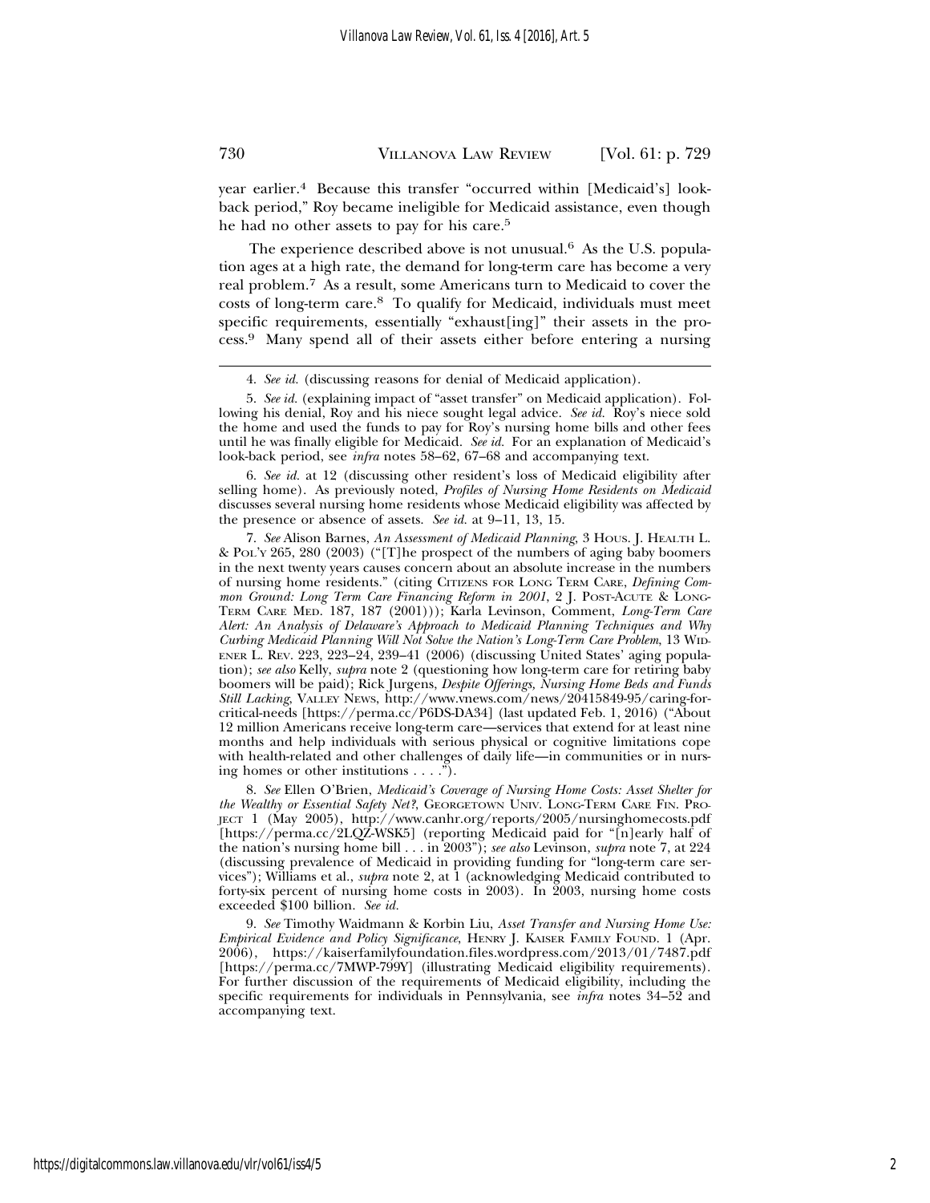year earlier.[4] Because this transfer "occurred within [Medicaid's] look-back period," Roy became ineligible for Medicaid assistance, even though he had no other assets to pay for his care.[5]

The experience described above is not unusual.[6] As the U.S. population ages at a high rate, the demand for long-term care has become a very real problem.[7] As a result, some Americans turn to Medicaid to cover the costs of long-term care.[8] To qualify for Medicaid, individuals must meet specific requirements, essentially "exhaust[ing]" their assets in the process.[9] Many spend all of their assets either before entering a nursing

---

4. *See id.* (discussing reasons for denial of Medicaid application).

5. *See id.* (explaining impact of "asset transfer" on Medicaid application). Following his denial, Roy and his niece sought legal advice. *See id.* Roy's niece sold the home and used the funds to pay for Roy's nursing home bills and other fees until he was finally eligible for Medicaid. *See id.* For an explanation of Medicaid's look-back period, see *infra* notes 58–62, 67–68 and accompanying text.

6. *See id.* at 12 (discussing other resident's loss of Medicaid eligibility after selling home). As previously noted, *Profiles of Nursing Home Residents on Medicaid* discusses several nursing home residents whose Medicaid eligibility was affected by the presence or absence of assets. *See id.* at 9–11, 13, 15.

7. *See* Alison Barnes, *An Assessment of Medicaid Planning*, 3 HOUS. J. HEALTH L. & POL'Y 265, 280 (2003) ("[T]he prospect of the numbers of aging baby boomers in the next twenty years causes concern about an absolute increase in the numbers of nursing home residents." (citing CITIZENS FOR LONG TERM CARE, *Defining Common Ground: Long Term Care Financing Reform in 2001*, 2 J. POST-ACUTE & LONG-TERM CARE MED. 187, 187 (2001))); Karla Levinson, Comment, *Long-Term Care Alert: An Analysis of Delaware's Approach to Medicaid Planning Techniques and Why Curbing Medicaid Planning Will Not Solve the Nation's Long-Term Care Problem*, 13 WIDENER L. REV. 223, 223–24, 239–41 (2006) (discussing United States' aging population); *see also* Kelly, *supra* note 2 (questioning how long-term care for retiring baby boomers will be paid); Rick Jurgens, *Despite Offerings, Nursing Home Beds and Funds Still Lacking*, VALLEY NEWS, http://www.vnews.com/news/20415849-95/caring-for-critical-needs [https://perma.cc/P6DS-DA34] (last updated Feb. 1, 2016) ("About 12 million Americans receive long-term care—services that extend for at least nine months and help individuals with serious physical or cognitive limitations cope with health-related and other challenges of daily life—in communities or in nursing homes or other institutions . . . .").

8. *See* Ellen O'Brien, *Medicaid's Coverage of Nursing Home Costs: Asset Shelter for the Wealthy or Essential Safety Net?*, GEORGETOWN UNIV. LONG-TERM CARE FIN. PROJECT 1 (May 2005), http://www.canhr.org/reports/2005/nursinghomecosts.pdf [https://perma.cc/2LQZ-WSK5] (reporting Medicaid paid for "[n]early half of the nation's nursing home bill . . . in 2003"); *see also* Levinson, *supra* note 7, at 224 (discussing prevalence of Medicaid in providing funding for "long-term care services"); Williams et al., *supra* note 2, at 1 (acknowledging Medicaid contributed to forty-six percent of nursing home costs in 2003). In 2003, nursing home costs exceeded $100 billion. *See id.*

9. *See* Timothy Waidmann & Korbin Liu, *Asset Transfer and Nursing Home Use: Empirical Evidence and Policy Significance*, HENRY J. KAISER FAMILY FOUND. 1 (Apr. 2006), https://kaiserfamilyfoundation.files.wordpress.com/2013/01/7487.pdf [https://perma.cc/7MWP-799Y] (illustrating Medicaid eligibility requirements). For further discussion of the requirements of Medicaid eligibility, including the specific requirements for individuals in Pennsylvania, see *infra* notes 34–52 and accompanying text.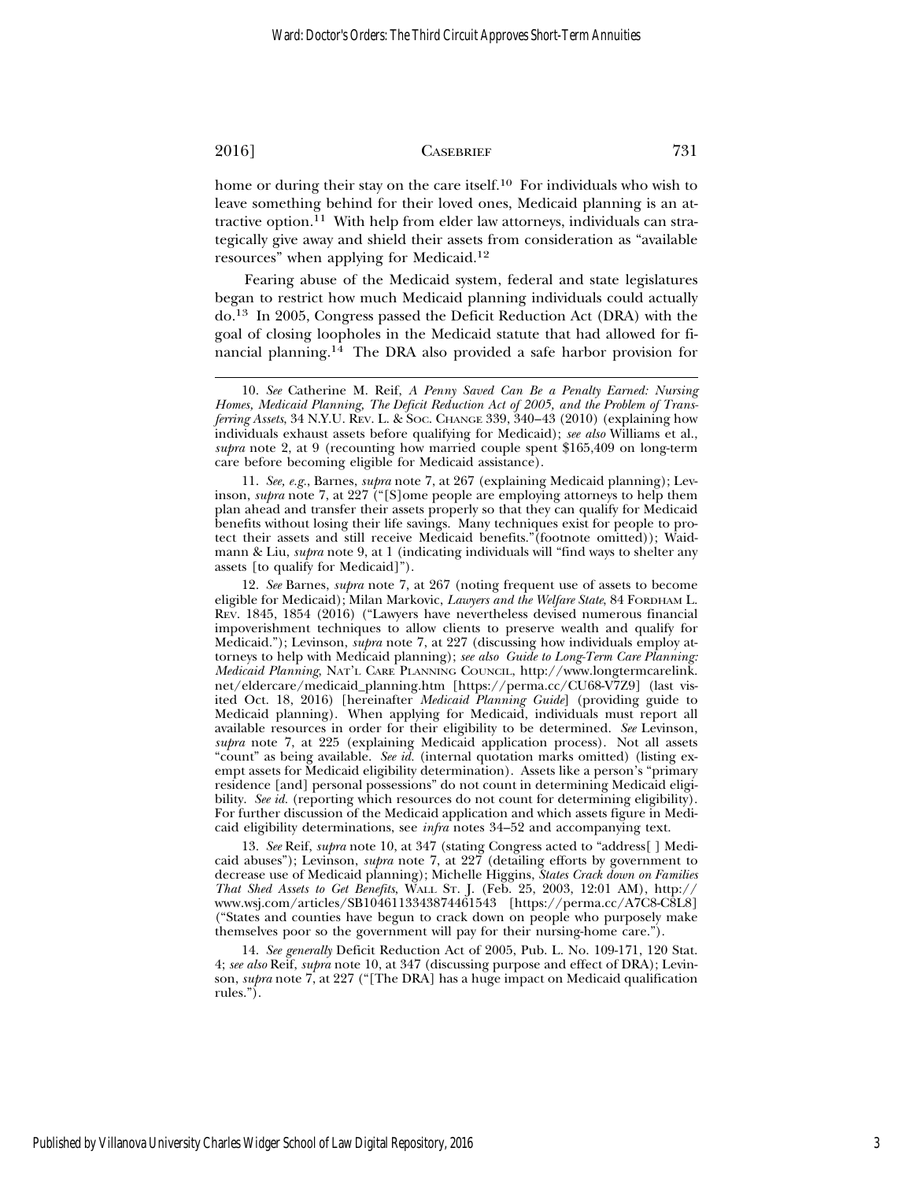home or during their stay on the care itself.[10] For individuals who wish to leave something behind for their loved ones, Medicaid planning is an attractive option.[11] With help from elder law attorneys, individuals can strategically give away and shield their assets from consideration as "available resources" when applying for Medicaid.[12]

Fearing abuse of the Medicaid system, federal and state legislatures began to restrict how much Medicaid planning individuals could actually do.[13] In 2005, Congress passed the Deficit Reduction Act (DRA) with the goal of closing loopholes in the Medicaid statute that had allowed for financial planning.[14] The DRA also provided a safe harbor provision for

---

10. *See* Catherine M. Reif, *A Penny Saved Can Be a Penalty Earned: Nursing Homes, Medicaid Planning, The Deficit Reduction Act of 2005, and the Problem of Transferring Assets*, 34 N.Y.U. REV. L. & SOC. CHANGE 339, 340–43 (2010) (explaining how individuals exhaust assets before qualifying for Medicaid); *see also* Williams et al., *supra* note 2, at 9 (recounting how married couple spent $165,409 on long-term care before becoming eligible for Medicaid assistance).

11. *See, e.g.*, Barnes, *supra* note 7, at 267 (explaining Medicaid planning); Levinson, *supra* note 7, at 227 ("[S]ome people are employing attorneys to help them plan ahead and transfer their assets properly so that they can qualify for Medicaid benefits without losing their life savings. Many techniques exist for people to protect their assets and still receive Medicaid benefits."(footnote omitted)); Waidmann & Liu, *supra* note 9, at 1 (indicating individuals will "find ways to shelter any assets [to qualify for Medicaid]").

12. *See* Barnes, *supra* note 7, at 267 (noting frequent use of assets to become eligible for Medicaid); Milan Markovic, *Lawyers and the Welfare State*, 84 FORDHAM L. REV. 1845, 1854 (2016) ("Lawyers have nevertheless devised numerous financial impoverishment techniques to allow clients to preserve wealth and qualify for Medicaid."); Levinson, *supra* note 7, at 227 (discussing how individuals employ attorneys to help with Medicaid planning); *see also Guide to Long-Term Care Planning: Medicaid Planning*, NAT'L CARE PLANNING COUNCIL, http://www.longtermcarelink.net/eldercare/medicaid_planning.htm [https://perma.cc/CU68-V7Z9] (last visited Oct. 18, 2016) [hereinafter *Medicaid Planning Guide*] (providing guide to Medicaid planning). When applying for Medicaid, individuals must report all available resources in order for their eligibility to be determined. *See* Levinson, *supra* note 7, at 225 (explaining Medicaid application process). Not all assets "count" as being available. *See id.* (internal quotation marks omitted) (listing exempt assets for Medicaid eligibility determination). Assets like a person's "primary residence [and] personal possessions" do not count in determining Medicaid eligibility. *See id.* (reporting which resources do not count for determining eligibility). For further discussion of the Medicaid application and which assets figure in Medicaid eligibility determinations, see *infra* notes 34–52 and accompanying text.

13. *See* Reif, *supra* note 10, at 347 (stating Congress acted to "address[ ] Medicaid abuses"); Levinson, *supra* note 7, at 227 (detailing efforts by government to decrease use of Medicaid planning); Michelle Higgins, *States Crack down on Families That Shed Assets to Get Benefits*, WALL ST. J. (Feb. 25, 2003, 12:01 AM), http://www.wsj.com/articles/SB1046113343874461543 [https://perma.cc/A7C8-C8L8] ("States and counties have begun to crack down on people who purposely make themselves poor so the government will pay for their nursing-home care.").

14. *See generally* Deficit Reduction Act of 2005, Pub. L. No. 109-171, 120 Stat. 4; *see also* Reif, *supra* note 10, at 347 (discussing purpose and effect of DRA); Levinson, *supra* note 7, at 227 ("[The DRA] has a huge impact on Medicaid qualification rules.").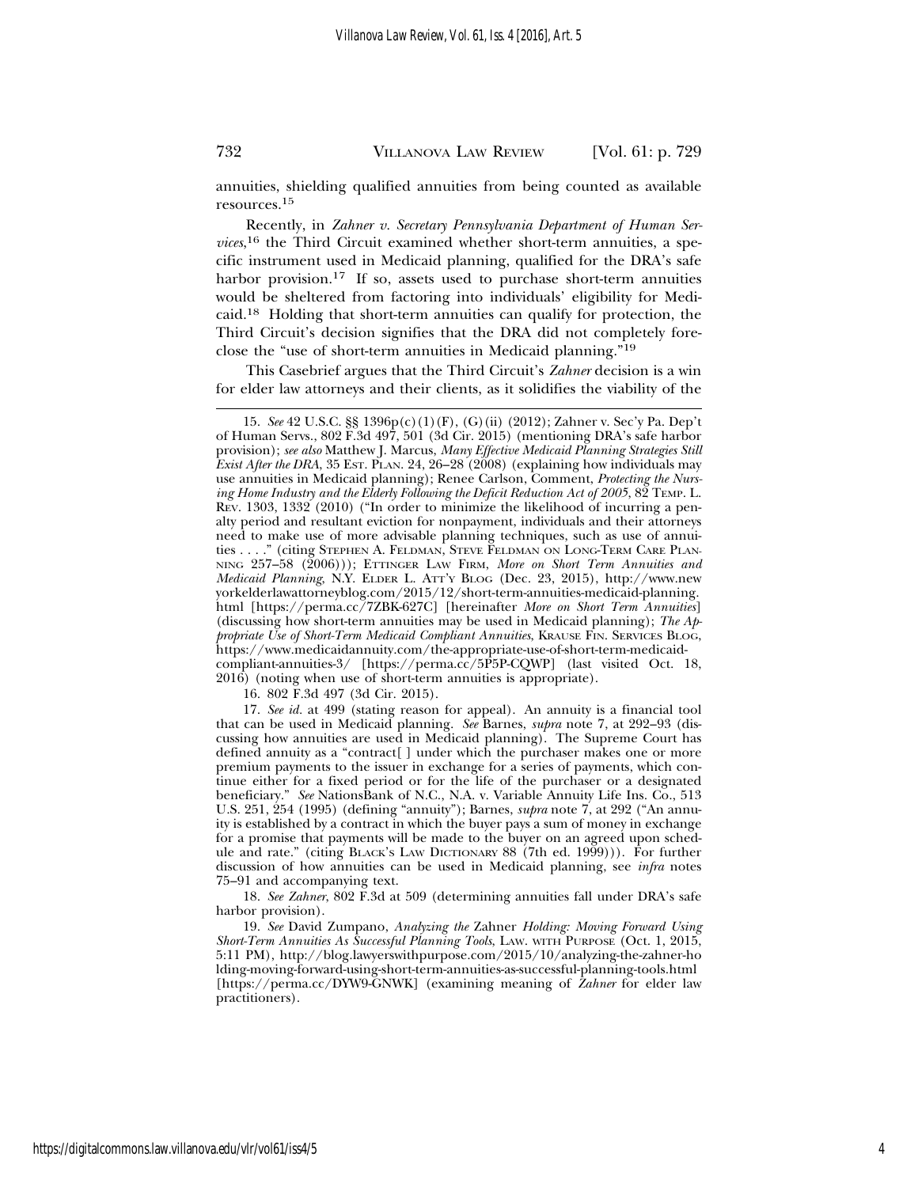annuities, shielding qualified annuities from being counted as available resources.[15]

Recently, in *Zahner v. Secretary Pennsylvania Department of Human Services*,[16] the Third Circuit examined whether short-term annuities, a specific instrument used in Medicaid planning, qualified for the DRA's safe harbor provision.[17] If so, assets used to purchase short-term annuities would be sheltered from factoring into individuals' eligibility for Medicaid.[18] Holding that short-term annuities can qualify for protection, the Third Circuit's decision signifies that the DRA did not completely foreclose the "use of short-term annuities in Medicaid planning."[19]

This Casebrief argues that the Third Circuit's *Zahner* decision is a win for elder law attorneys and their clients, as it solidifies the viability of the

---

15. *See* 42 U.S.C. §§ 1396p(c)(1)(F), (G)(ii) (2012); Zahner v. Sec'y Pa. Dep't of Human Servs., 802 F.3d 497, 501 (3d Cir. 2015) (mentioning DRA's safe harbor provision); *see also* Matthew J. Marcus, *Many Effective Medicaid Planning Strategies Still Exist After the DRA*, 35 EST. PLAN. 24, 26–28 (2008) (explaining how individuals may use annuities in Medicaid planning); Renee Carlson, Comment, *Protecting the Nursing Home Industry and the Elderly Following the Deficit Reduction Act of 2005*, 82 TEMP. L. REV. 1303, 1332 (2010) ("In order to minimize the likelihood of incurring a penalty period and resultant eviction for nonpayment, individuals and their attorneys need to make use of more advisable planning techniques, such as use of annuities . . . ." (citing STEPHEN A. FELDMAN, STEVE FELDMAN ON LONG-TERM CARE PLANNING 257–58 (2006))); ETTINGER LAW FIRM, *More on Short Term Annuities and Medicaid Planning*, N.Y. ELDER L. ATT'Y BLOG (Dec. 23, 2015), http://www.newyorkelderlawattorneyblog.com/2015/12/short-term-annuities-medicaid-planning.html [https://perma.cc/7ZBK-627C] [hereinafter *More on Short Term Annuities*] (discussing how short-term annuities may be used in Medicaid planning); *The Appropriate Use of Short-Term Medicaid Compliant Annuities*, KRAUSE FIN. SERVICES BLOG, https://www.medicaidannuity.com/the-appropriate-use-of-short-term-medicaid-compliant-annuities-3/ [https://perma.cc/5P5P-CQWP] (last visited Oct. 18, 2016) (noting when use of short-term annuities is appropriate).

16. 802 F.3d 497 (3d Cir. 2015).

17. *See id.* at 499 (stating reason for appeal). An annuity is a financial tool that can be used in Medicaid planning. *See* Barnes, *supra* note 7, at 292–93 (discussing how annuities are used in Medicaid planning). The Supreme Court has defined annuity as a "contract[ ] under which the purchaser makes one or more premium payments to the issuer in exchange for a series of payments, which continue either for a fixed period or for the life of the purchaser or a designated beneficiary." *See* NationsBank of N.C., N.A. v. Variable Annuity Life Ins. Co., 513 U.S. 251, 254 (1995) (defining "annuity"); Barnes, *supra* note 7, at 292 ("An annuity is established by a contract in which the buyer pays a sum of money in exchange for a promise that payments will be made to the buyer on an agreed upon schedule and rate." (citing BLACK'S LAW DICTIONARY 88 (7th ed. 1999))). For further discussion of how annuities can be used in Medicaid planning, see *infra* notes 75–91 and accompanying text.

18. *See Zahner*, 802 F.3d at 509 (determining annuities fall under DRA's safe harbor provision).

19. *See* David Zumpano, *Analyzing the* Zahner *Holding: Moving Forward Using Short-Term Annuities As Successful Planning Tools*, LAW. WITH PURPOSE (Oct. 1, 2015, 5:11 PM), http://blog.lawyerswithpurpose.com/2015/10/analyzing-the-zahner-holding-moving-forward-using-short-term-annuities-as-successful-planning-tools.html [https://perma.cc/DYW9-GNWK] (examining meaning of *Zahner* for elder law practitioners).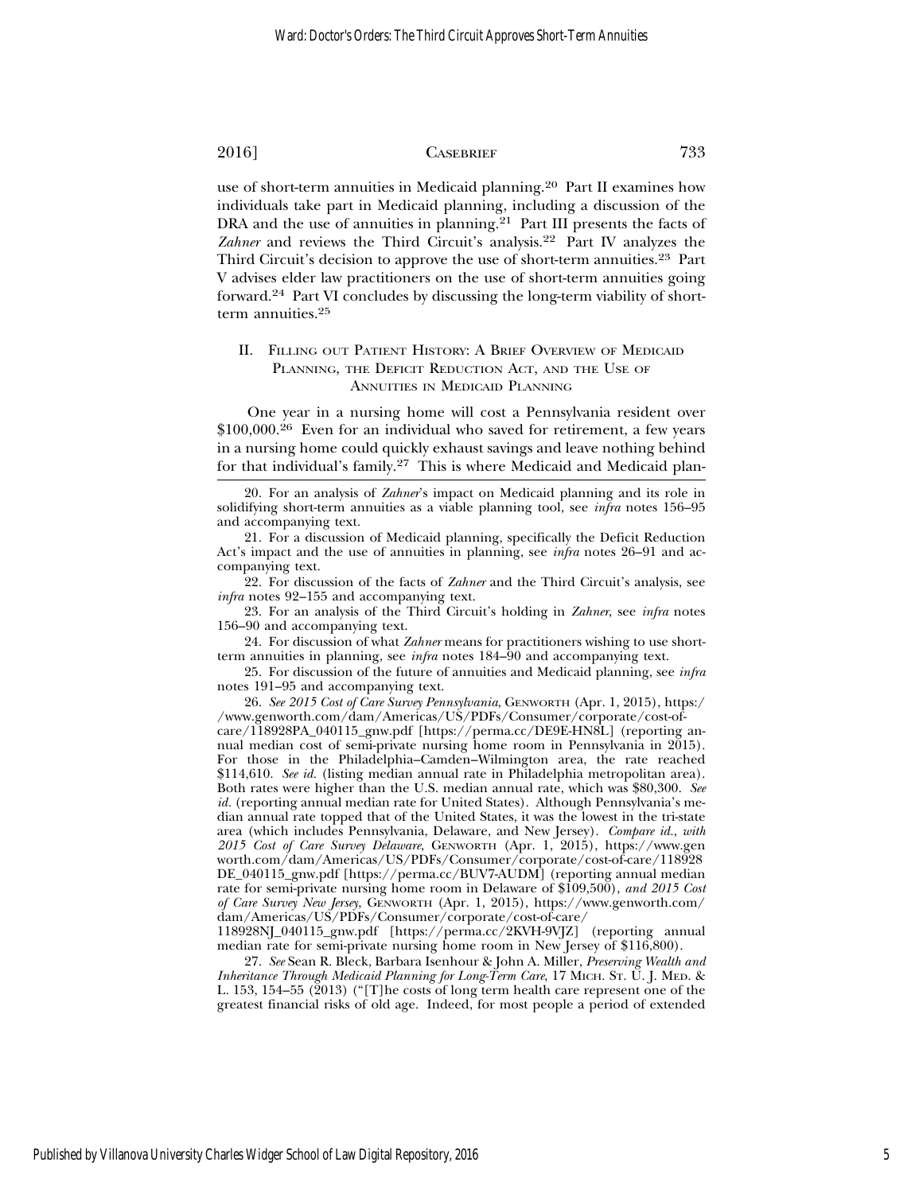use of short-term annuities in Medicaid planning.[20] Part II examines how individuals take part in Medicaid planning, including a discussion of the DRA and the use of annuities in planning.[21] Part III presents the facts of *Zahner* and reviews the Third Circuit's analysis.[22] Part IV analyzes the Third Circuit's decision to approve the use of short-term annuities.[23] Part V advises elder law practitioners on the use of short-term annuities going forward.[24] Part VI concludes by discussing the long-term viability of short-term annuities.[25]

## II. Filling out Patient History: A Brief Overview of Medicaid Planning, the Deficit Reduction Act, and the Use of Annuities in Medicaid Planning

One year in a nursing home will cost a Pennsylvania resident over $100,000.[26] Even for an individual who saved for retirement, a few years in a nursing home could quickly exhaust savings and leave nothing behind for that individual's family.[27] This is where Medicaid and Medicaid plan-

---

20. For an analysis of *Zahner*'s impact on Medicaid planning and its role in solidifying short-term annuities as a viable planning tool, see *infra* notes 156–95 and accompanying text.

21. For a discussion of Medicaid planning, specifically the Deficit Reduction Act's impact and the use of annuities in planning, see *infra* notes 26–91 and accompanying text.

22. For discussion of the facts of *Zahner* and the Third Circuit's analysis, see *infra* notes 92–155 and accompanying text.

23. For an analysis of the Third Circuit's holding in *Zahner*, see *infra* notes 156–90 and accompanying text.

24. For discussion of what *Zahner* means for practitioners wishing to use short-term annuities in planning, see *infra* notes 184–90 and accompanying text.

25. For discussion of the future of annuities and Medicaid planning, see *infra* notes 191–95 and accompanying text.

26. *See 2015 Cost of Care Survey Pennsylvania*, Genworth (Apr. 1, 2015), https://www.genworth.com/dam/Americas/US/PDFs/Consumer/corporate/cost-of-care/118928PA_040115_gnw.pdf [https://perma.cc/DE9E-HN8L] (reporting annual median cost of semi-private nursing home room in Pennsylvania in 2015). For those in the Philadelphia–Camden–Wilmington area, the rate reached $114,610. *See id.* (listing median annual rate in Philadelphia metropolitan area). Both rates were higher than the U.S. median annual rate, which was $80,300. *See id.* (reporting annual median rate for United States). Although Pennsylvania's median annual rate topped that of the United States, it was the lowest in the tri-state area (which includes Pennsylvania, Delaware, and New Jersey). *Compare id.*, *with 2015 Cost of Care Survey Delaware*, Genworth (Apr. 1, 2015), https://www.genworth.com/dam/Americas/US/PDFs/Consumer/corporate/cost-of-care/118928DE_040115_gnw.pdf [https://perma.cc/BUV7-AUDM] (reporting annual median rate for semi-private nursing home room in Delaware of $109,500), *and 2015 Cost of Care Survey New Jersey*, Genworth (Apr. 1, 2015), https://www.genworth.com/dam/Americas/US/PDFs/Consumer/corporate/cost-of-care/118928NJ_040115_gnw.pdf [https://perma.cc/2KVH-9VJZ] (reporting annual median rate for semi-private nursing home room in New Jersey of $116,800).

27. *See* Sean R. Bleck, Barbara Isenhour & John A. Miller, *Preserving Wealth and Inheritance Through Medicaid Planning for Long-Term Care*, 17 Mich. St. U. J. Med. & L. 153, 154–55 (2013) ("[T]he costs of long term health care represent one of the greatest financial risks of old age. Indeed, for most people a period of extended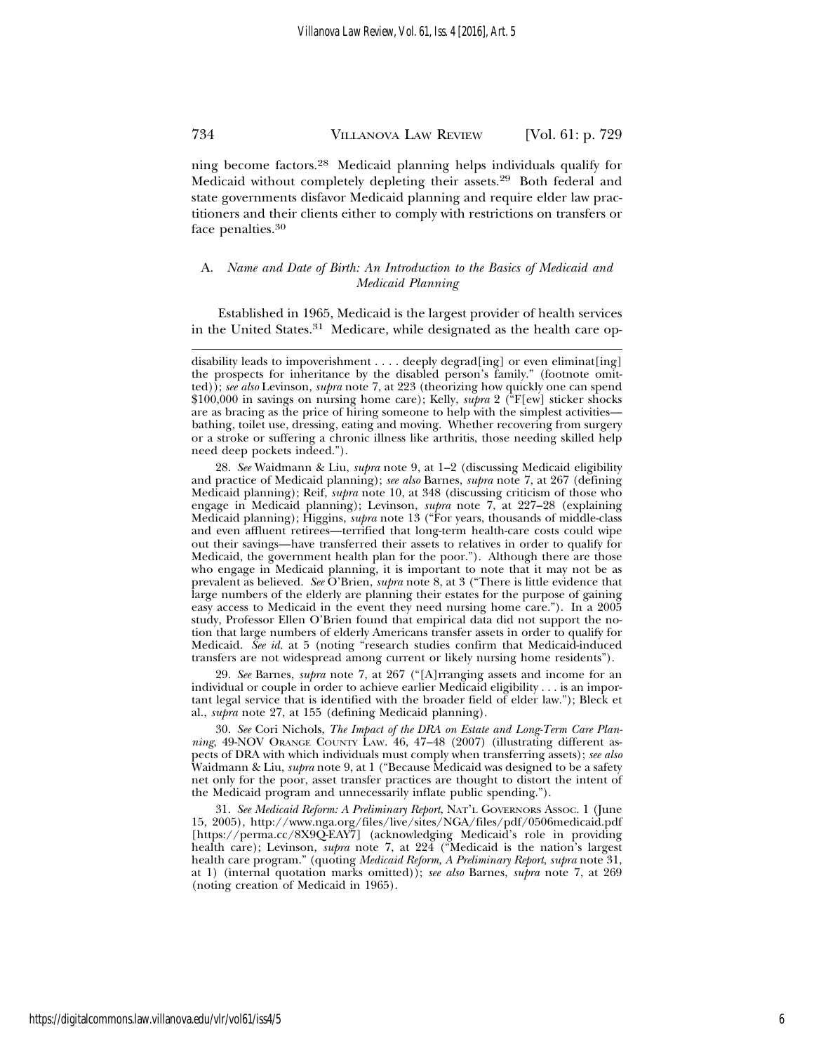ning become factors.[28] Medicaid planning helps individuals qualify for Medicaid without completely depleting their assets.[29] Both federal and state governments disfavor Medicaid planning and require elder law practitioners and their clients either to comply with restrictions on transfers or face penalties.[30]

### A. *Name and Date of Birth: An Introduction to the Basics of Medicaid and Medicaid Planning*

Established in 1965, Medicaid is the largest provider of health services in the United States.[31] Medicare, while designated as the health care op-

---

disability leads to impoverishment . . . . deeply degrad[ing] or even eliminat[ing] the prospects for inheritance by the disabled person's family." (footnote omitted)); *see also* Levinson, *supra* note 7, at 223 (theorizing how quickly one can spend $100,000 in savings on nursing home care); Kelly, *supra* 2 ("F[ew] sticker shocks are as bracing as the price of hiring someone to help with the simplest activities—bathing, toilet use, dressing, eating and moving. Whether recovering from surgery or a stroke or suffering a chronic illness like arthritis, those needing skilled help need deep pockets indeed.").

28. *See* Waidmann & Liu, *supra* note 9, at 1–2 (discussing Medicaid eligibility and practice of Medicaid planning); *see also* Barnes, *supra* note 7, at 267 (defining Medicaid planning); Reif, *supra* note 10, at 348 (discussing criticism of those who engage in Medicaid planning); Levinson, *supra* note 7, at 227–28 (explaining Medicaid planning); Higgins, *supra* note 13 ("For years, thousands of middle-class and even affluent retirees—terrified that long-term health-care costs could wipe out their savings—have transferred their assets to relatives in order to qualify for Medicaid, the government health plan for the poor."). Although there are those who engage in Medicaid planning, it is important to note that it may not be as prevalent as believed. *See* O'Brien, *supra* note 8, at 3 ("There is little evidence that large numbers of the elderly are planning their estates for the purpose of gaining easy access to Medicaid in the event they need nursing home care."). In a 2005 study, Professor Ellen O'Brien found that empirical data did not support the notion that large numbers of elderly Americans transfer assets in order to qualify for Medicaid. *See id.* at 5 (noting "research studies confirm that Medicaid-induced transfers are not widespread among current or likely nursing home residents").

29. *See* Barnes, *supra* note 7, at 267 ("[A]rranging assets and income for an individual or couple in order to achieve earlier Medicaid eligibility . . . is an important legal service that is identified with the broader field of elder law."); Bleck et al., *supra* note 27, at 155 (defining Medicaid planning).

30. *See* Cori Nichols, *The Impact of the DRA on Estate and Long-Term Care Planning*, 49-NOV ORANGE COUNTY LAW. 46, 47–48 (2007) (illustrating different aspects of DRA with which individuals must comply when transferring assets); *see also* Waidmann & Liu, *supra* note 9, at 1 ("Because Medicaid was designed to be a safety net only for the poor, asset transfer practices are thought to distort the intent of the Medicaid program and unnecessarily inflate public spending.").

31. *See Medicaid Reform: A Preliminary Report*, NAT'L GOVERNORS ASSOC. 1 (June 15, 2005), http://www.nga.org/files/live/sites/NGA/files/pdf/0506medicaid.pdf [https://perma.cc/8X9Q-EAY7] (acknowledging Medicaid's role in providing health care); Levinson, *supra* note 7, at 224 ("Medicaid is the nation's largest health care program." (quoting *Medicaid Reform, A Preliminary Report*, *supra* note 31, at 1) (internal quotation marks omitted)); *see also* Barnes, *supra* note 7, at 269 (noting creation of Medicaid in 1965).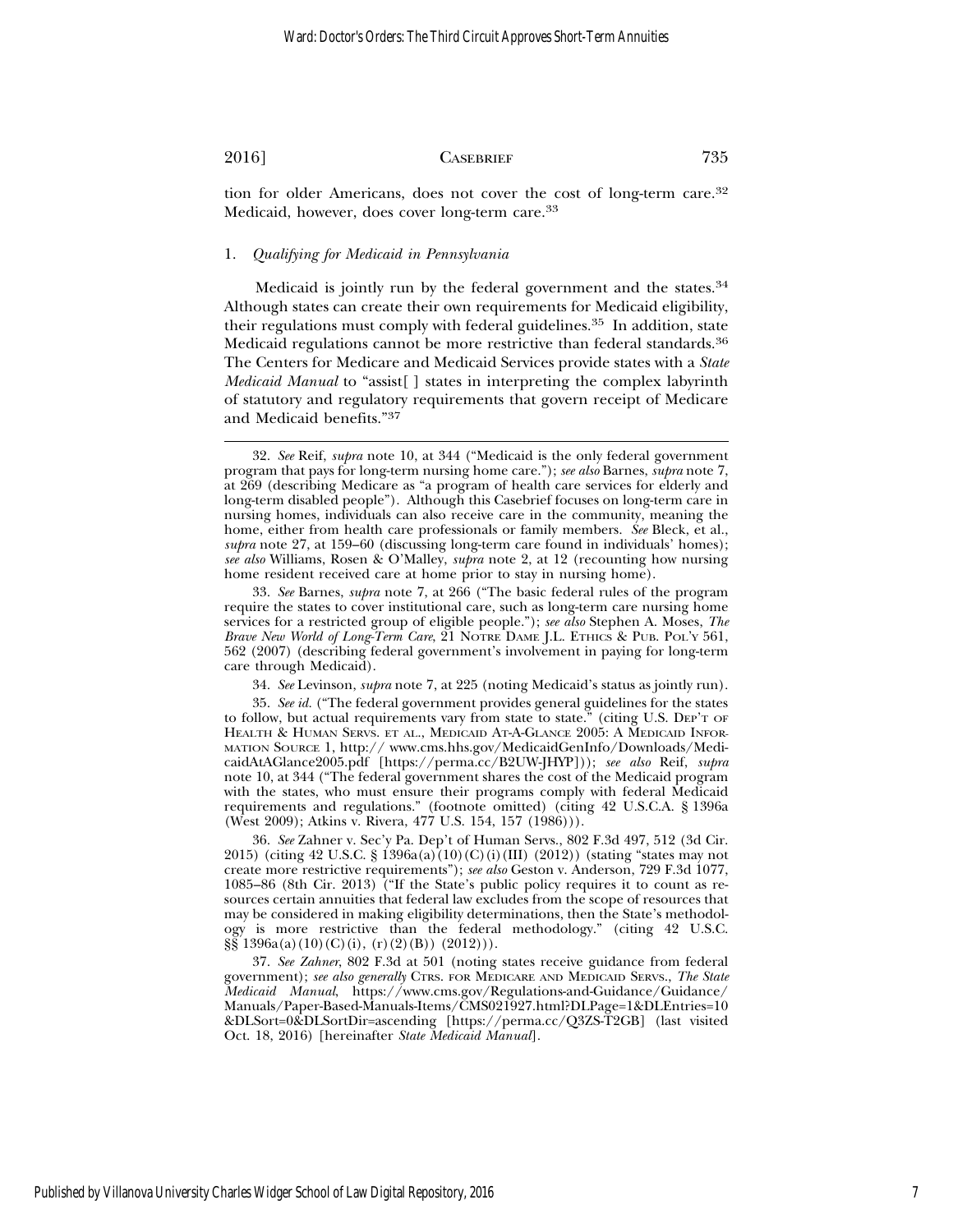tion for older Americans, does not cover the cost of long-term care.[32] Medicaid, however, does cover long-term care.[33]

### 1. *Qualifying for Medicaid in Pennsylvania*

Medicaid is jointly run by the federal government and the states.[34] Although states can create their own requirements for Medicaid eligibility, their regulations must comply with federal guidelines.[35] In addition, state Medicaid regulations cannot be more restrictive than federal standards.[36] The Centers for Medicare and Medicaid Services provide states with a *State Medicaid Manual* to "assist[ ] states in interpreting the complex labyrinth of statutory and regulatory requirements that govern receipt of Medicare and Medicaid benefits."[37]

---

32. *See* Reif, *supra* note 10, at 344 ("Medicaid is the only federal government program that pays for long-term nursing home care."); *see also* Barnes, *supra* note 7, at 269 (describing Medicare as "a program of health care services for elderly and long-term disabled people"). Although this Casebrief focuses on long-term care in nursing homes, individuals can also receive care in the community, meaning the home, either from health care professionals or family members. *See* Bleck, et al., *supra* note 27, at 159–60 (discussing long-term care found in individuals' homes); *see also* Williams, Rosen & O'Malley, *supra* note 2, at 12 (recounting how nursing home resident received care at home prior to stay in nursing home).

33. *See* Barnes, *supra* note 7, at 266 ("The basic federal rules of the program require the states to cover institutional care, such as long-term care nursing home services for a restricted group of eligible people."); *see also* Stephen A. Moses, *The Brave New World of Long-Term Care*, 21 NOTRE DAME J.L. ETHICS & PUB. POL'Y 561, 562 (2007) (describing federal government's involvement in paying for long-term care through Medicaid).

34. *See* Levinson, *supra* note 7, at 225 (noting Medicaid's status as jointly run).

35. *See id.* ("The federal government provides general guidelines for the states to follow, but actual requirements vary from state to state." (citing U.S. DEP'T OF HEALTH & HUMAN SERVS. ET AL., MEDICAID AT-A-GLANCE 2005: A MEDICAID INFORMATION SOURCE 1, http:// www.cms.hhs.gov/MedicaidGenInfo/Downloads/MedicaidAtAGlance2005.pdf [https://perma.cc/B2UW-JHYP])); *see also* Reif, *supra* note 10, at 344 ("The federal government shares the cost of the Medicaid program with the states, who must ensure their programs comply with federal Medicaid requirements and regulations." (footnote omitted) (citing 42 U.S.C.A. § 1396a (West 2009); Atkins v. Rivera, 477 U.S. 154, 157 (1986))).

36. *See* Zahner v. Sec'y Pa. Dep't of Human Servs., 802 F.3d 497, 512 (3d Cir. 2015) (citing 42 U.S.C. § 1396a(a)(10)(C)(i)(III) (2012)) (stating "states may not create more restrictive requirements"); *see also* Geston v. Anderson, 729 F.3d 1077, 1085–86 (8th Cir. 2013) ("If the State's public policy requires it to count as resources certain annuities that federal law excludes from the scope of resources that may be considered in making eligibility determinations, then the State's methodology is more restrictive than the federal methodology." (citing 42 U.S.C. §§ 1396a(a)(10)(C)(i), (r)(2)(B)) (2012))).

37. *See Zahner*, 802 F.3d at 501 (noting states receive guidance from federal government); *see also generally* CTRS. FOR MEDICARE AND MEDICAID SERVS., *The State Medicaid Manual*, https://www.cms.gov/Regulations-and-Guidance/Guidance/Manuals/Paper-Based-Manuals-Items/CMS021927.html?DLPage=1&DLEntries=10&DLSort=0&DLSortDir=ascending [https://perma.cc/Q3ZS-T2GB] (last visited Oct. 18, 2016) [hereinafter *State Medicaid Manual*].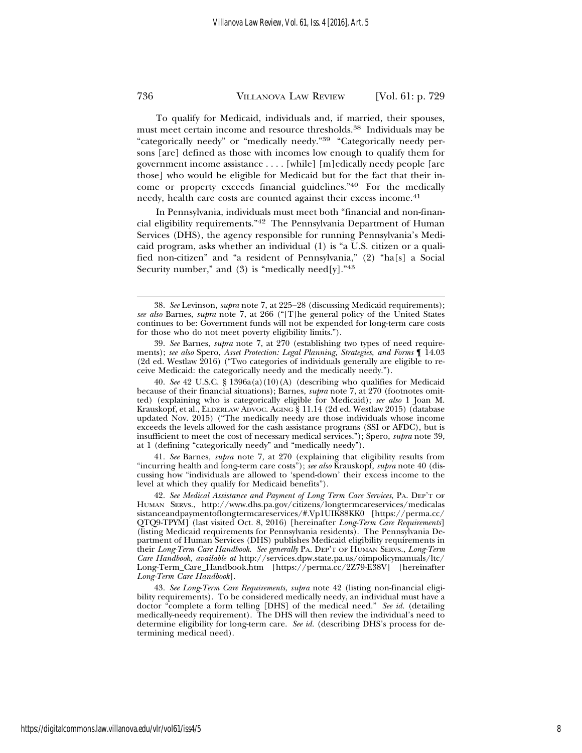To qualify for Medicaid, individuals and, if married, their spouses, must meet certain income and resource thresholds.[38] Individuals may be "categorically needy" or "medically needy."[39] "Categorically needy persons [are] defined as those with incomes low enough to qualify them for government income assistance . . . . [while] [m]edically needy people [are those] who would be eligible for Medicaid but for the fact that their income or property exceeds financial guidelines."[40] For the medically needy, health care costs are counted against their excess income.[41]

In Pennsylvania, individuals must meet both "financial and non-financial eligibility requirements."[42] The Pennsylvania Department of Human Services (DHS), the agency responsible for running Pennsylvania's Medicaid program, asks whether an individual (1) is "a U.S. citizen or a qualified non-citizen" and "a resident of Pennsylvania," (2) "ha[s] a Social Security number," and (3) is "medically need[y]."[43]

---

38. *See* Levinson, *supra* note 7, at 225–28 (discussing Medicaid requirements); *see also* Barnes, *supra* note 7, at 266 ("[T]he general policy of the United States continues to be: Government funds will not be expended for long-term care costs for those who do not meet poverty eligibility limits.").

39. *See* Barnes, *supra* note 7, at 270 (establishing two types of need requirements); *see also* Spero, *Asset Protection: Legal Planning, Strategies, and Forms* ¶ 14.03 (2d ed. Westlaw 2016) ("Two categories of individuals generally are eligible to receive Medicaid: the categorically needy and the medically needy.").

40. *See* 42 U.S.C. § 1396a(a)(10)(A) (describing who qualifies for Medicaid because of their financial situations); Barnes, *supra* note 7, at 270 (footnotes omitted) (explaining who is categorically eligible for Medicaid); *see also* 1 Joan M. Krauskopf, et al., ELDERLAW ADVOC. AGING § 11.14 (2d ed. Westlaw 2015) (database updated Nov. 2015) ("The medically needy are those individuals whose income exceeds the levels allowed for the cash assistance programs (SSI or AFDC), but is insufficient to meet the cost of necessary medical services."); Spero, *supra* note 39, at 1 (defining "categorically needy" and "medically needy").

41. *See* Barnes, *supra* note 7, at 270 (explaining that eligibility results from "incurring health and long-term care costs"); *see also* Krauskopf, *supra* note 40 (discussing how "individuals are allowed to 'spend-down' their excess income to the level at which they qualify for Medicaid benefits").

42. *See Medical Assistance and Payment of Long Term Care Services*, PA. DEP'T OF HUMAN SERVS., http://www.dhs.pa.gov/citizens/longtermcareservices/medicalassistanceandpaymentoflongtermcareservices/#.Vp1UIK88KK0 [https://perma.cc/QTQ9-TPYM] (last visited Oct. 8, 2016) [hereinafter *Long-Term Care Requirements*] (listing Medicaid requirements for Pennsylvania residents). The Pennsylvania Department of Human Services (DHS) publishes Medicaid eligibility requirements in their *Long-Term Care Handbook*. *See generally* PA. DEP'T OF HUMAN SERVS., *Long-Term Care Handbook*, *available at* http://services.dpw.state.pa.us/oimpolicymanuals/ltc/Long-Term_Care_Handbook.htm [https://perma.cc/2Z79-E38V] [hereinafter *Long-Term Care Handbook*].

43. *See Long-Term Care Requirements*, *supra* note 42 (listing non-financial eligibility requirements). To be considered medically needy, an individual must have a doctor "complete a form telling [DHS] of the medical need." *See id.* (detailing medically-needy requirement). The DHS will then review the individual's need to determine eligibility for long-term care. *See id.* (describing DHS's process for determining medical need).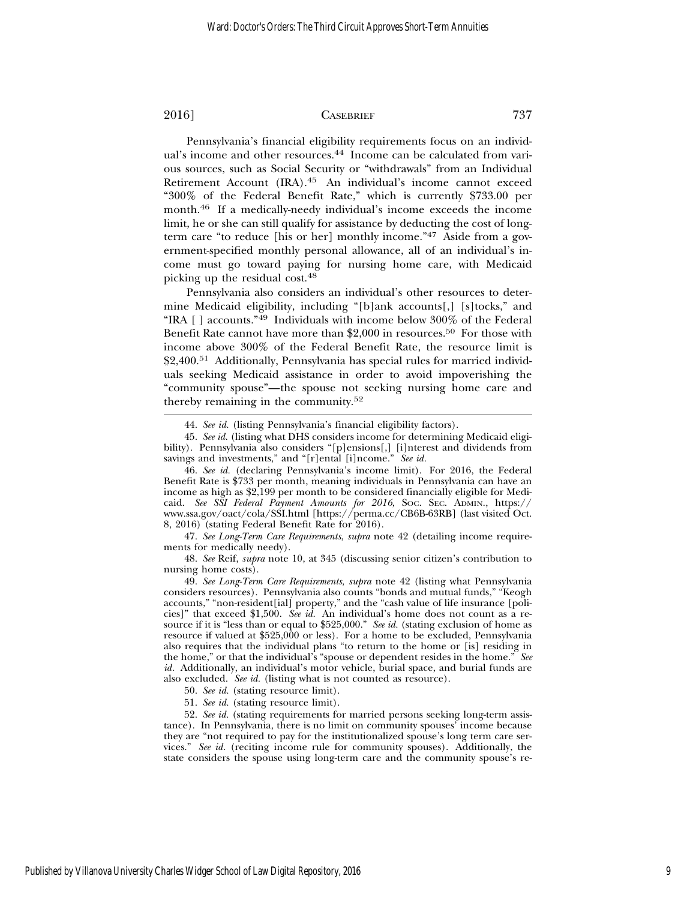Pennsylvania's financial eligibility requirements focus on an individual's income and other resources.[44] Income can be calculated from various sources, such as Social Security or "withdrawals" from an Individual Retirement Account (IRA).[45] An individual's income cannot exceed "300% of the Federal Benefit Rate," which is currently $733.00 per month.[46] If a medically-needy individual's income exceeds the income limit, he or she can still qualify for assistance by deducting the cost of long-term care "to reduce [his or her] monthly income."[47] Aside from a government-specified monthly personal allowance, all of an individual's income must go toward paying for nursing home care, with Medicaid picking up the residual cost.[48]

Pennsylvania also considers an individual's other resources to determine Medicaid eligibility, including "[b]ank accounts[,] [s]tocks," and "IRA [ ] accounts."[49] Individuals with income below 300% of the Federal Benefit Rate cannot have more than $2,000 in resources.[50] For those with income above 300% of the Federal Benefit Rate, the resource limit is $2,400.[51] Additionally, Pennsylvania has special rules for married individuals seeking Medicaid assistance in order to avoid impoverishing the "community spouse"—the spouse not seeking nursing home care and thereby remaining in the community.[52]

---

44. *See id.* (listing Pennsylvania's financial eligibility factors).

45. *See id.* (listing what DHS considers income for determining Medicaid eligibility). Pennsylvania also considers "[p]ensions[,] [i]nterest and dividends from savings and investments," and "[r]ental [i]ncome." *See id.*

46. *See id.* (declaring Pennsylvania's income limit). For 2016, the Federal Benefit Rate is $733 per month, meaning individuals in Pennsylvania can have an income as high as $2,199 per month to be considered financially eligible for Medicaid. *See SSI Federal Payment Amounts for 2016*, SOC. SEC. ADMIN., https://www.ssa.gov/oact/cola/SSI.html [https://perma.cc/CB6B-63RB] (last visited Oct. 8, 2016) (stating Federal Benefit Rate for 2016).

47. *See Long-Term Care Requirements*, *supra* note 42 (detailing income requirements for medically needy).

48. *See* Reif, *supra* note 10, at 345 (discussing senior citizen's contribution to nursing home costs).

49. *See Long-Term Care Requirements*, *supra* note 42 (listing what Pennsylvania considers resources). Pennsylvania also counts "bonds and mutual funds," "Keogh accounts," "non-resident[ial] property," and the "cash value of life insurance [policies]" that exceed $1,500. *See id.* An individual's home does not count as a resource if it is "less than or equal to $525,000." *See id.* (stating exclusion of home as resource if valued at $525,000 or less). For a home to be excluded, Pennsylvania also requires that the individual plans "to return to the home or [is] residing in the home," or that the individual's "spouse or dependent resides in the home." *See id.* Additionally, an individual's motor vehicle, burial space, and burial funds are also excluded. *See id.* (listing what is not counted as resource).

50. *See id.* (stating resource limit).

51. *See id.* (stating resource limit).

52. *See id.* (stating requirements for married persons seeking long-term assistance). In Pennsylvania, there is no limit on community spouses' income because they are "not required to pay for the institutionalized spouse's long term care services." *See id.* (reciting income rule for community spouses). Additionally, the state considers the spouse using long-term care and the community spouse's re-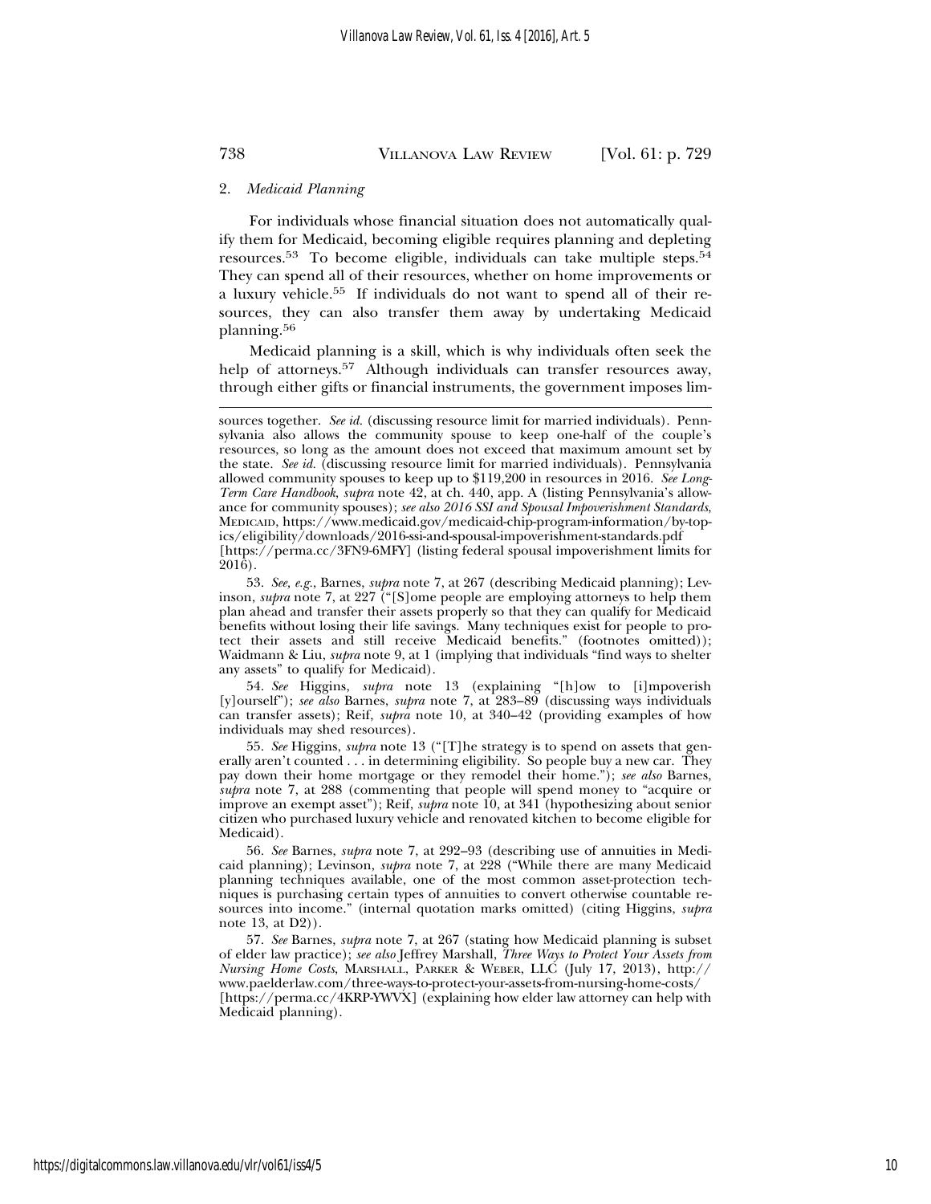### 2. *Medicaid Planning*

For individuals whose financial situation does not automatically qualify them for Medicaid, becoming eligible requires planning and depleting resources.[53] To become eligible, individuals can take multiple steps.[54] They can spend all of their resources, whether on home improvements or a luxury vehicle.[55] If individuals do not want to spend all of their resources, they can also transfer them away by undertaking Medicaid planning.[56]

Medicaid planning is a skill, which is why individuals often seek the help of attorneys.[57] Although individuals can transfer resources away, through either gifts or financial instruments, the government imposes lim-

---

sources together. *See id.* (discussing resource limit for married individuals). Pennsylvania also allows the community spouse to keep one-half of the couple's resources, so long as the amount does not exceed that maximum amount set by the state. *See id.* (discussing resource limit for married individuals). Pennsylvania allowed community spouses to keep up to $119,200 in resources in 2016. *See Long-Term Care Handbook*, *supra* note 42, at ch. 440, app. A (listing Pennsylvania's allowance for community spouses); *see also 2016 SSI and Spousal Impoverishment Standards*, MEDICAID, https://www.medicaid.gov/medicaid-chip-program-information/by-topics/eligibility/downloads/2016-ssi-and-spousal-impoverishment-standards.pdf [https://perma.cc/3FN9-6MFY] (listing federal spousal impoverishment limits for 2016).

53. *See, e.g.*, Barnes, *supra* note 7, at 267 (describing Medicaid planning); Levinson, *supra* note 7, at 227 ("[S]ome people are employing attorneys to help them plan ahead and transfer their assets properly so that they can qualify for Medicaid benefits without losing their life savings. Many techniques exist for people to protect their assets and still receive Medicaid benefits." (footnotes omitted)); Waidmann & Liu, *supra* note 9, at 1 (implying that individuals "find ways to shelter any assets" to qualify for Medicaid).

54. *See* Higgins, *supra* note 13 (explaining "[h]ow to [i]mpoverish [y]ourself"); *see also* Barnes, *supra* note 7, at 283–89 (discussing ways individuals can transfer assets); Reif, *supra* note 10, at 340–42 (providing examples of how individuals may shed resources).

55. *See* Higgins, *supra* note 13 ("[T]he strategy is to spend on assets that generally aren't counted . . . in determining eligibility. So people buy a new car. They pay down their home mortgage or they remodel their home."); *see also* Barnes, *supra* note 7, at 288 (commenting that people will spend money to "acquire or improve an exempt asset"); Reif, *supra* note 10, at 341 (hypothesizing about senior citizen who purchased luxury vehicle and renovated kitchen to become eligible for Medicaid).

56. *See* Barnes, *supra* note 7, at 292–93 (describing use of annuities in Medicaid planning); Levinson, *supra* note 7, at 228 ("While there are many Medicaid planning techniques available, one of the most common asset-protection techniques is purchasing certain types of annuities to convert otherwise countable resources into income." (internal quotation marks omitted) (citing Higgins, *supra* note 13, at D2)).

57. *See* Barnes, *supra* note 7, at 267 (stating how Medicaid planning is subset of elder law practice); *see also* Jeffrey Marshall, *Three Ways to Protect Your Assets from Nursing Home Costs*, MARSHALL, PARKER & WEBER, LLC (July 17, 2013), http://www.paelderlaw.com/three-ways-to-protect-your-assets-from-nursing-home-costs/ [https://perma.cc/4KRP-YWVX] (explaining how elder law attorney can help with Medicaid planning).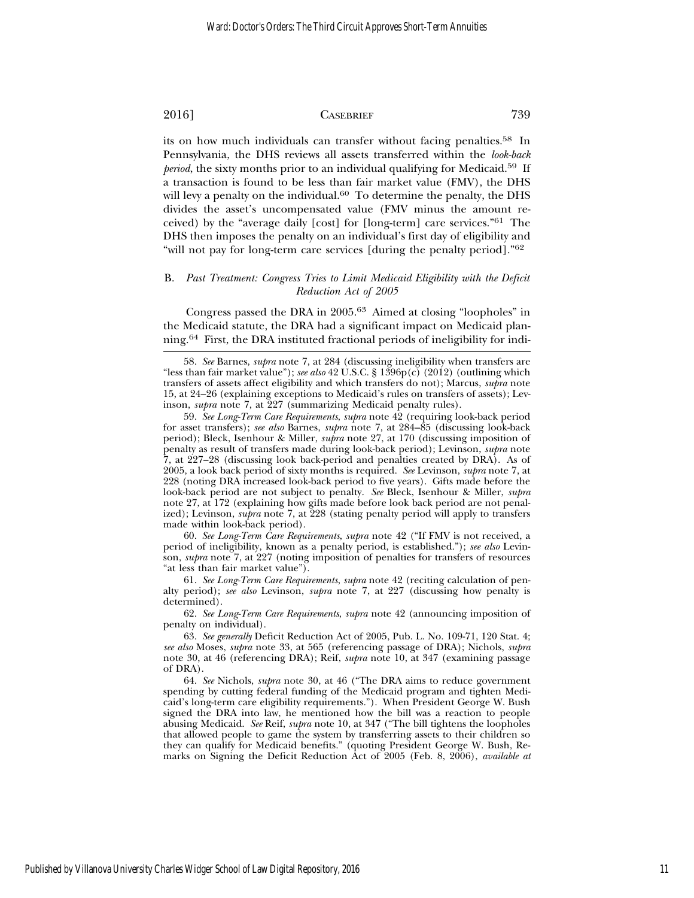its on how much individuals can transfer without facing penalties.[58] In Pennsylvania, the DHS reviews all assets transferred within the *look-back period*, the sixty months prior to an individual qualifying for Medicaid.[59] If a transaction is found to be less than fair market value (FMV), the DHS will levy a penalty on the individual.[60] To determine the penalty, the DHS divides the asset's uncompensated value (FMV minus the amount received) by the "average daily [cost] for [long-term] care services."[61] The DHS then imposes the penalty on an individual's first day of eligibility and "will not pay for long-term care services [during the penalty period]."[62]

### B. *Past Treatment: Congress Tries to Limit Medicaid Eligibility with the Deficit Reduction Act of 2005*

Congress passed the DRA in 2005.[63] Aimed at closing "loopholes" in the Medicaid statute, the DRA had a significant impact on Medicaid planning.[64] First, the DRA instituted fractional periods of ineligibility for indi-

---

58. *See* Barnes, *supra* note 7, at 284 (discussing ineligibility when transfers are "less than fair market value"); *see also* 42 U.S.C. § 1396p(c) (2012) (outlining which transfers of assets affect eligibility and which transfers do not); Marcus, *supra* note 15, at 24–26 (explaining exceptions to Medicaid's rules on transfers of assets); Levinson, *supra* note 7, at 227 (summarizing Medicaid penalty rules).

59. *See Long-Term Care Requirements*, *supra* note 42 (requiring look-back period for asset transfers); *see also* Barnes, *supra* note 7, at 284–85 (discussing look-back period); Bleck, Isenhour & Miller, *supra* note 27, at 170 (discussing imposition of penalty as result of transfers made during look-back period); Levinson, *supra* note 7, at 227–28 (discussing look back-period and penalties created by DRA). As of 2005, a look back period of sixty months is required. *See* Levinson, *supra* note 7, at 228 (noting DRA increased look-back period to five years). Gifts made before the look-back period are not subject to penalty. *See* Bleck, Isenhour & Miller, *supra* note 27, at 172 (explaining how gifts made before look back period are not penalized); Levinson, *supra* note 7, at 228 (stating penalty period will apply to transfers made within look-back period).

60. *See Long-Term Care Requirements*, *supra* note 42 ("If FMV is not received, a period of ineligibility, known as a penalty period, is established."); *see also* Levinson, *supra* note 7, at 227 (noting imposition of penalties for transfers of resources "at less than fair market value").

61. *See Long-Term Care Requirements*, *supra* note 42 (reciting calculation of penalty period); *see also* Levinson, *supra* note 7, at 227 (discussing how penalty is determined).

62. *See Long-Term Care Requirements*, *supra* note 42 (announcing imposition of penalty on individual).

63. *See generally* Deficit Reduction Act of 2005, Pub. L. No. 109-71, 120 Stat. 4; *see also* Moses, *supra* note 33, at 565 (referencing passage of DRA); Nichols, *supra* note 30, at 46 (referencing DRA); Reif, *supra* note 10, at 347 (examining passage of DRA).

64. *See* Nichols, *supra* note 30, at 46 ("The DRA aims to reduce government spending by cutting federal funding of the Medicaid program and tighten Medicaid's long-term care eligibility requirements."). When President George W. Bush signed the DRA into law, he mentioned how the bill was a reaction to people abusing Medicaid. *See* Reif, *supra* note 10, at 347 ("The bill tightens the loopholes that allowed people to game the system by transferring assets to their children so they can qualify for Medicaid benefits." (quoting President George W. Bush, Remarks on Signing the Deficit Reduction Act of 2005 (Feb. 8, 2006), *available at*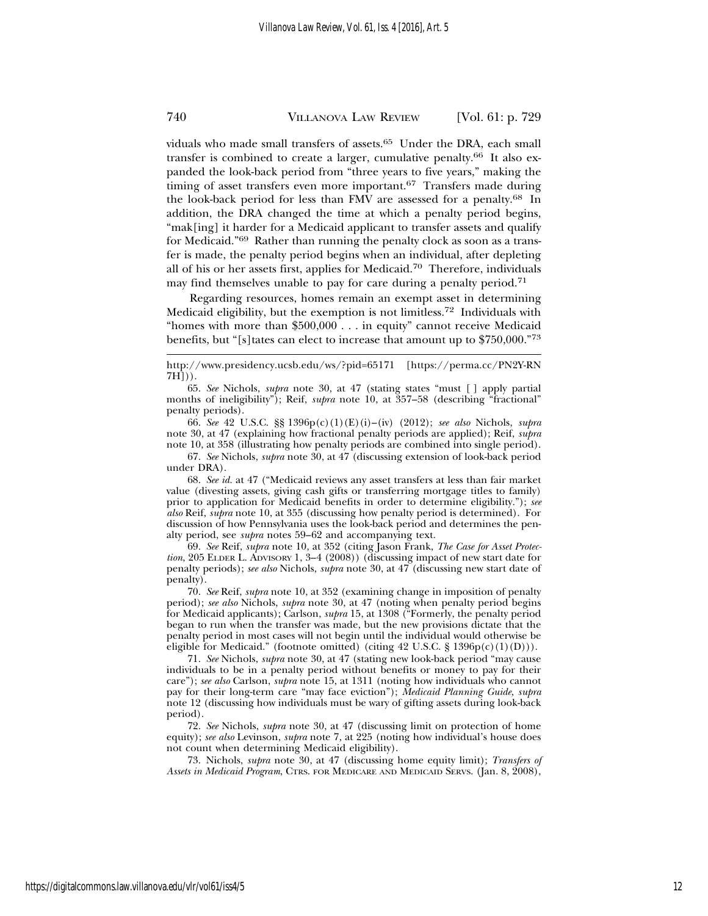viduals who made small transfers of assets.[65] Under the DRA, each small transfer is combined to create a larger, cumulative penalty.[66] It also expanded the look-back period from "three years to five years," making the timing of asset transfers even more important.[67] Transfers made during the look-back period for less than FMV are assessed for a penalty.[68] In addition, the DRA changed the time at which a penalty period begins, "mak[ing] it harder for a Medicaid applicant to transfer assets and qualify for Medicaid."[69] Rather than running the penalty clock as soon as a transfer is made, the penalty period begins when an individual, after depleting all of his or her assets first, applies for Medicaid.[70] Therefore, individuals may find themselves unable to pay for care during a penalty period.[71]

Regarding resources, homes remain an exempt asset in determining Medicaid eligibility, but the exemption is not limitless.[72] Individuals with "homes with more than $500,000 . . . in equity" cannot receive Medicaid benefits, but "[s]tates can elect to increase that amount up to $750,000."[73]

---

http://www.presidency.ucsb.edu/ws/?pid=65171 [https://perma.cc/PN2Y-RN7H])).

65. *See* Nichols, *supra* note 30, at 47 (stating states "must [ ] apply partial months of ineligibility"); Reif, *supra* note 10, at 357–58 (describing "fractional" penalty periods).

66. *See* 42 U.S.C. §§ 1396p(c)(1)(E)(i)–(iv) (2012); *see also* Nichols, *supra* note 30, at 47 (explaining how fractional penalty periods are applied); Reif, *supra* note 10, at 358 (illustrating how penalty periods are combined into single period).

67. *See* Nichols, *supra* note 30, at 47 (discussing extension of look-back period under DRA).

68. *See id.* at 47 ("Medicaid reviews any asset transfers at less than fair market value (divesting assets, giving cash gifts or transferring mortgage titles to family) prior to application for Medicaid benefits in order to determine eligibility."); *see also* Reif, *supra* note 10, at 355 (discussing how penalty period is determined). For discussion of how Pennsylvania uses the look-back period and determines the penalty period, see *supra* notes 59–62 and accompanying text.

69. *See* Reif, *supra* note 10, at 352 (citing Jason Frank, *The Case for Asset Protection*, 205 ELDER L. ADVISORY 1, 3–4 (2008)) (discussing impact of new start date for penalty periods); *see also* Nichols, *supra* note 30, at 47 (discussing new start date of penalty).

70. *See* Reif, *supra* note 10, at 352 (examining change in imposition of penalty period); *see also* Nichols, *supra* note 30, at 47 (noting when penalty period begins for Medicaid applicants); Carlson, *supra* 15, at 1308 ("Formerly, the penalty period began to run when the transfer was made, but the new provisions dictate that the penalty period in most cases will not begin until the individual would otherwise be eligible for Medicaid." (footnote omitted) (citing 42 U.S.C. § 1396p(c)(1)(D))).

71. *See* Nichols, *supra* note 30, at 47 (stating new look-back period "may cause individuals to be in a penalty period without benefits or money to pay for their care"); *see also* Carlson, *supra* note 15, at 1311 (noting how individuals who cannot pay for their long-term care "may face eviction"); *Medicaid Planning Guide*, *supra* note 12 (discussing how individuals must be wary of gifting assets during look-back period).

72. *See* Nichols, *supra* note 30, at 47 (discussing limit on protection of home equity); *see also* Levinson, *supra* note 7, at 225 (noting how individual's house does not count when determining Medicaid eligibility).

73. Nichols, *supra* note 30, at 47 (discussing home equity limit); *Transfers of Assets in Medicaid Program*, CTRS. FOR MEDICARE AND MEDICAID SERVS. (Jan. 8, 2008),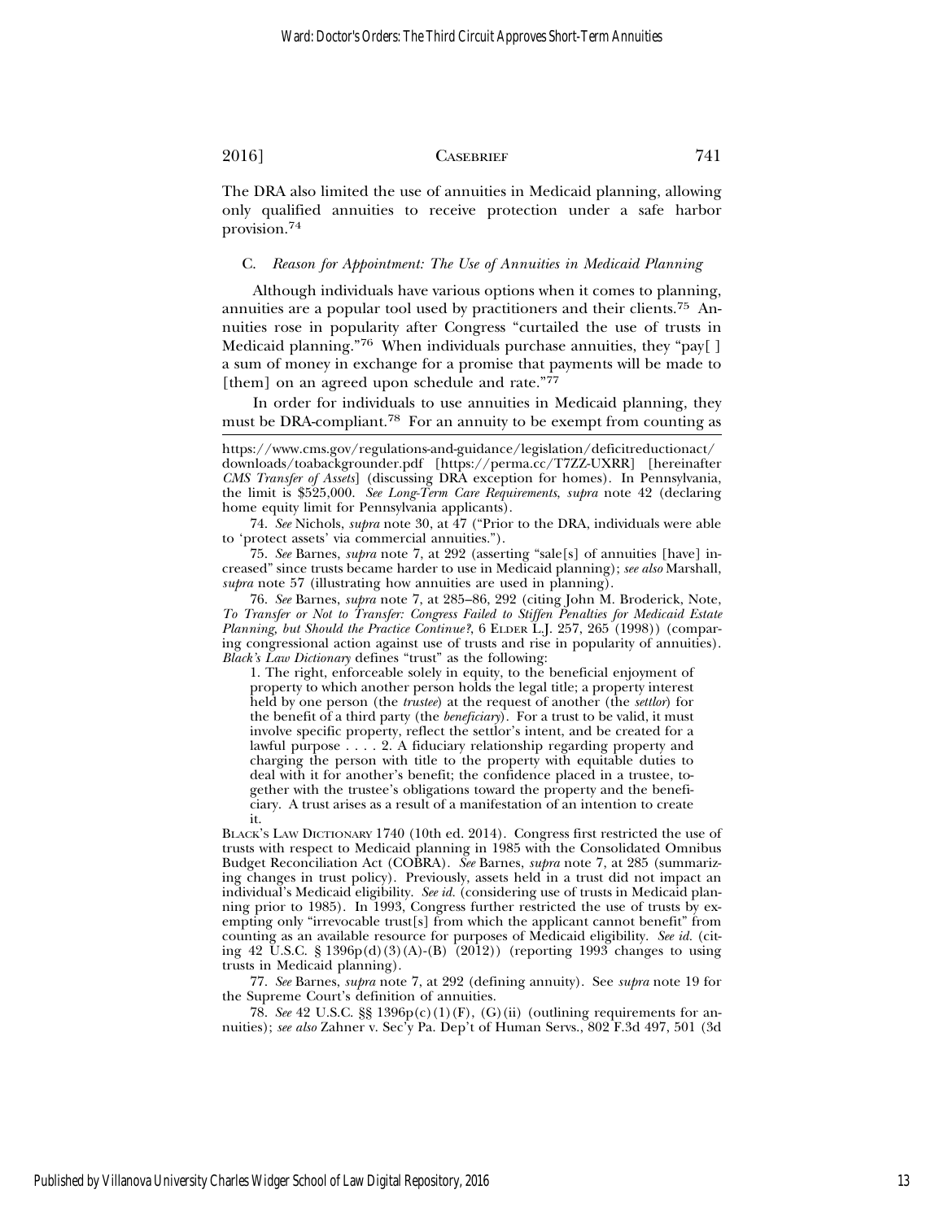The DRA also limited the use of annuities in Medicaid planning, allowing only qualified annuities to receive protection under a safe harbor provision.[74]

### C. *Reason for Appointment: The Use of Annuities in Medicaid Planning*

Although individuals have various options when it comes to planning, annuities are a popular tool used by practitioners and their clients.[75] Annuities rose in popularity after Congress "curtailed the use of trusts in Medicaid planning."[76] When individuals purchase annuities, they "pay[ ] a sum of money in exchange for a promise that payments will be made to [them] on an agreed upon schedule and rate."[77]

In order for individuals to use annuities in Medicaid planning, they must be DRA-compliant.[78] For an annuity to be exempt from counting as

---

https://www.cms.gov/regulations-and-guidance/legislation/deficitreductionact/downloads/toabackgrounder.pdf [https://perma.cc/T7ZZ-UXRR] [hereinafter *CMS Transfer of Assets*] (discussing DRA exception for homes). In Pennsylvania, the limit is $525,000. *See Long-Term Care Requirements*, *supra* note 42 (declaring home equity limit for Pennsylvania applicants).

74. *See* Nichols, *supra* note 30, at 47 ("Prior to the DRA, individuals were able to 'protect assets' via commercial annuities.").

75. *See* Barnes, *supra* note 7, at 292 (asserting "sale[s] of annuities [have] increased" since trusts became harder to use in Medicaid planning); *see also* Marshall, *supra* note 57 (illustrating how annuities are used in planning).

76. *See* Barnes, *supra* note 7, at 285–86, 292 (citing John M. Broderick, Note, *To Transfer or Not to Transfer: Congress Failed to Stiffen Penalties for Medicaid Estate Planning, but Should the Practice Continue?*, 6 ELDER L.J. 257, 265 (1998)) (comparing congressional action against use of trusts and rise in popularity of annuities). *Black's Law Dictionary* defines "trust" as the following:

> 1. The right, enforceable solely in equity, to the beneficial enjoyment of property to which another person holds the legal title; a property interest held by one person (the *trustee*) at the request of another (the *settlor*) for the benefit of a third party (the *beneficiary*). For a trust to be valid, it must involve specific property, reflect the settlor's intent, and be created for a lawful purpose . . . . 2. A fiduciary relationship regarding property and charging the person with title to the property with equitable duties to deal with it for another's benefit; the confidence placed in a trustee, together with the trustee's obligations toward the property and the beneficiary. A trust arises as a result of a manifestation of an intention to create it.

BLACK'S LAW DICTIONARY 1740 (10th ed. 2014). Congress first restricted the use of trusts with respect to Medicaid planning in 1985 with the Consolidated Omnibus Budget Reconciliation Act (COBRA). *See* Barnes, *supra* note 7, at 285 (summarizing changes in trust policy). Previously, assets held in a trust did not impact an individual's Medicaid eligibility. *See id.* (considering use of trusts in Medicaid planning prior to 1985). In 1993, Congress further restricted the use of trusts by exempting only "irrevocable trust[s] from which the applicant cannot benefit" from counting as an available resource for purposes of Medicaid eligibility. *See id.* (citing 42 U.S.C. § 1396p(d)(3)(A)-(B) (2012)) (reporting 1993 changes to using trusts in Medicaid planning).

77. *See* Barnes, *supra* note 7, at 292 (defining annuity). See *supra* note 19 for the Supreme Court's definition of annuities.

78. *See* 42 U.S.C. §§ 1396p(c)(1)(F), (G)(ii) (outlining requirements for annuities); *see also* Zahner v. Sec'y Pa. Dep't of Human Servs., 802 F.3d 497, 501 (3d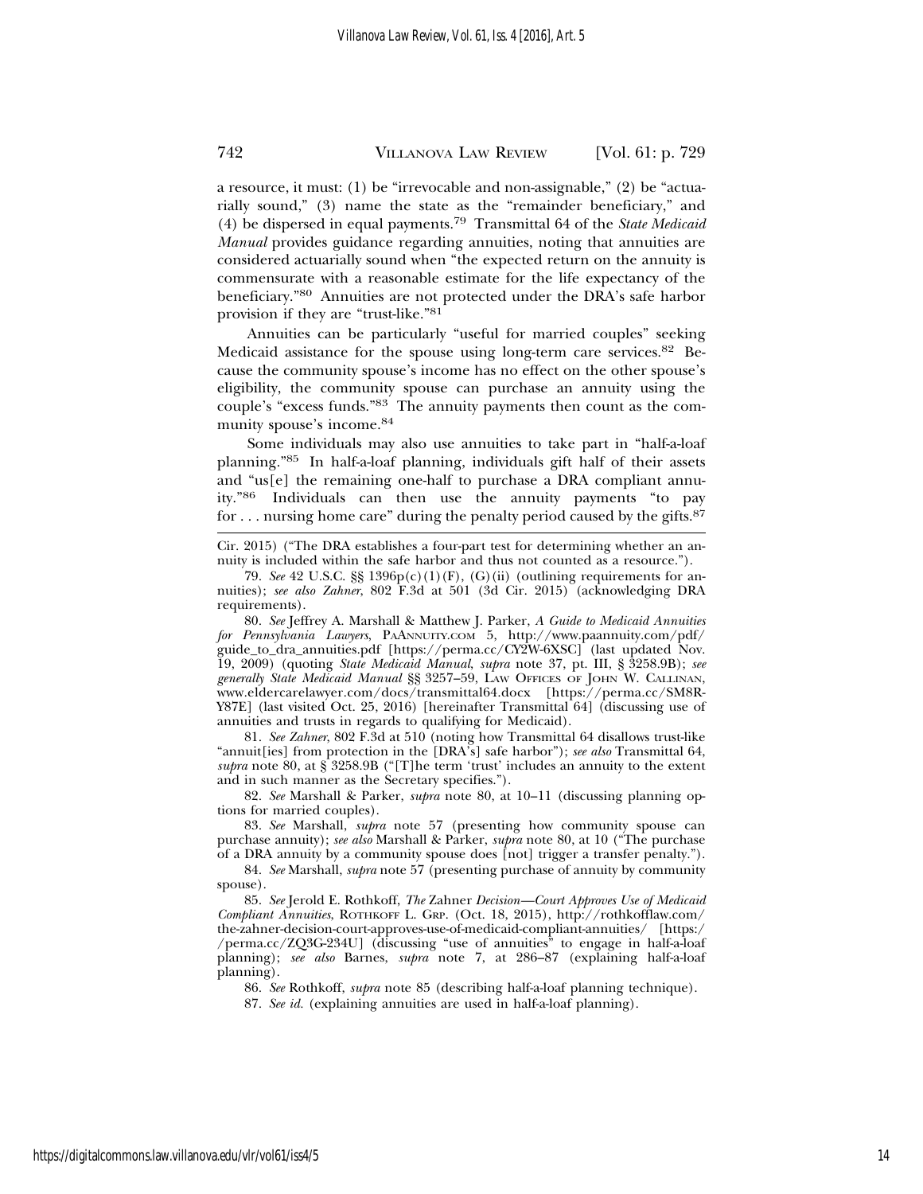a resource, it must: (1) be "irrevocable and non-assignable," (2) be "actuarially sound," (3) name the state as the "remainder beneficiary," and (4) be dispersed in equal payments.[79] Transmittal 64 of the *State Medicaid Manual* provides guidance regarding annuities, noting that annuities are considered actuarially sound when "the expected return on the annuity is commensurate with a reasonable estimate for the life expectancy of the beneficiary."[80] Annuities are not protected under the DRA's safe harbor provision if they are "trust-like."[81]

Annuities can be particularly "useful for married couples" seeking Medicaid assistance for the spouse using long-term care services.[82] Because the community spouse's income has no effect on the other spouse's eligibility, the community spouse can purchase an annuity using the couple's "excess funds."[83] The annuity payments then count as the community spouse's income.[84]

Some individuals may also use annuities to take part in "half-a-loaf planning."[85] In half-a-loaf planning, individuals gift half of their assets and "us[e] the remaining one-half to purchase a DRA compliant annuity."[86] Individuals can then use the annuity payments "to pay for . . . nursing home care" during the penalty period caused by the gifts.[87]

---

Cir. 2015) ("The DRA establishes a four-part test for determining whether an annuity is included within the safe harbor and thus not counted as a resource.").

79. *See* 42 U.S.C. §§ 1396p(c)(1)(F), (G)(ii) (outlining requirements for annuities); *see also Zahner*, 802 F.3d at 501 (3d Cir. 2015) (acknowledging DRA requirements).

80. *See* Jeffrey A. Marshall & Matthew J. Parker, *A Guide to Medicaid Annuities for Pennsylvania Lawyers*, PAANNUITY.COM 5, http://www.paannuity.com/pdf/guide_to_dra_annuities.pdf [https://perma.cc/CY2W-6XSC] (last updated Nov. 19, 2009) (quoting *State Medicaid Manual*, *supra* note 37, pt. III, § 3258.9B); *see generally State Medicaid Manual* §§ 3257–59, LAW OFFICES OF JOHN W. CALLINAN, www.eldercarelawyer.com/docs/transmittal64.docx [https://perma.cc/SM8R-Y87E] (last visited Oct. 25, 2016) [hereinafter Transmittal 64] (discussing use of annuities and trusts in regards to qualifying for Medicaid).

81. *See Zahner*, 802 F.3d at 510 (noting how Transmittal 64 disallows trust-like "annuit[ies] from protection in the [DRA's] safe harbor"); *see also* Transmittal 64, *supra* note 80, at § 3258.9B ("[T]he term 'trust' includes an annuity to the extent and in such manner as the Secretary specifies.").

82. *See* Marshall & Parker, *supra* note 80, at 10–11 (discussing planning options for married couples).

83. *See* Marshall, *supra* note 57 (presenting how community spouse can purchase annuity); *see also* Marshall & Parker, *supra* note 80, at 10 ("The purchase of a DRA annuity by a community spouse does [not] trigger a transfer penalty.").

84. *See* Marshall, *supra* note 57 (presenting purchase of annuity by community spouse).

85. *See* Jerold E. Rothkoff, *The* Zahner *Decision—Court Approves Use of Medicaid Compliant Annuities*, ROTHKOFF L. GRP. (Oct. 18, 2015), http://rothkofflaw.com/the-zahner-decision-court-approves-use-of-medicaid-compliant-annuities/ [https://perma.cc/ZQ3G-234U] (discussing "use of annuities" to engage in half-a-loaf planning); *see also* Barnes, *supra* note 7, at 286–87 (explaining half-a-loaf planning).

86. *See* Rothkoff, *supra* note 85 (describing half-a-loaf planning technique).

87. *See id.* (explaining annuities are used in half-a-loaf planning).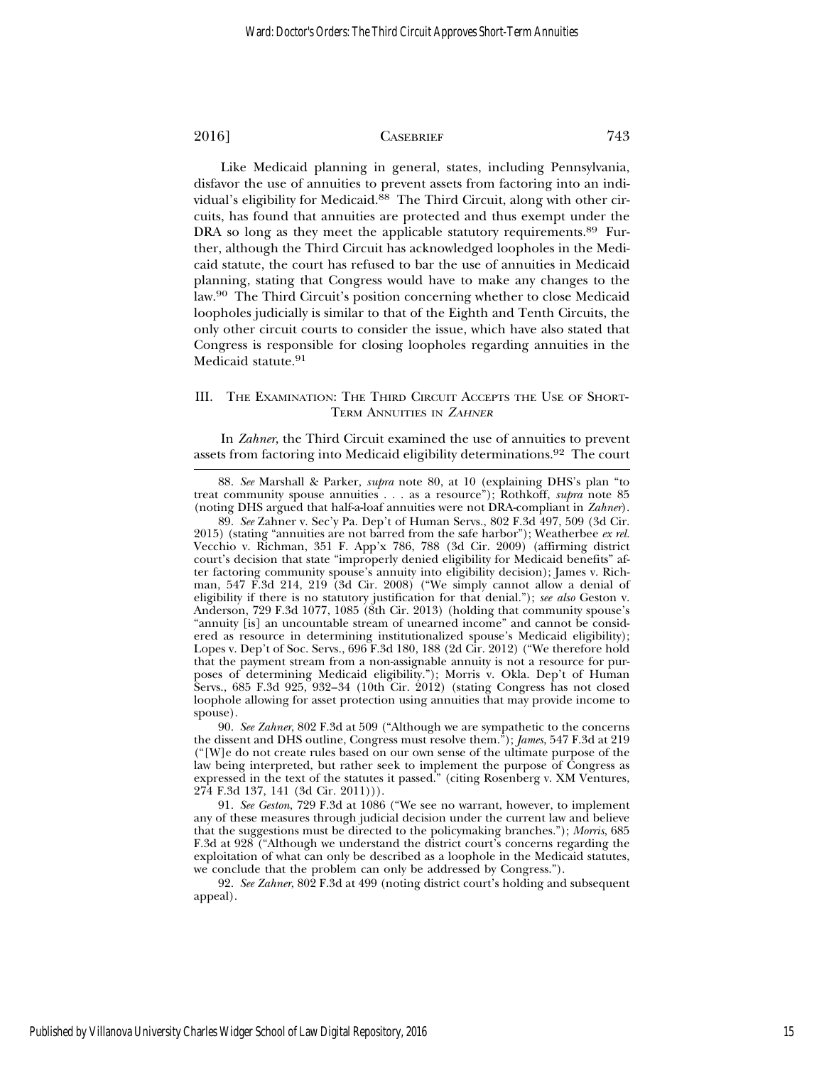Like Medicaid planning in general, states, including Pennsylvania, disfavor the use of annuities to prevent assets from factoring into an individual's eligibility for Medicaid.[88] The Third Circuit, along with other circuits, has found that annuities are protected and thus exempt under the DRA so long as they meet the applicable statutory requirements.[89] Further, although the Third Circuit has acknowledged loopholes in the Medicaid statute, the court has refused to bar the use of annuities in Medicaid planning, stating that Congress would have to make any changes to the law.[90] The Third Circuit's position concerning whether to close Medicaid loopholes judicially is similar to that of the Eighth and Tenth Circuits, the only other circuit courts to consider the issue, which have also stated that Congress is responsible for closing loopholes regarding annuities in the Medicaid statute.[91]

## III. The Examination: The Third Circuit Accepts the Use of Short-Term Annuities in *Zahner*

In *Zahner*, the Third Circuit examined the use of annuities to prevent assets from factoring into Medicaid eligibility determinations.[92] The court

---

88. *See* Marshall & Parker, *supra* note 80, at 10 (explaining DHS's plan "to treat community spouse annuities . . . as a resource"); Rothkoff, *supra* note 85 (noting DHS argued that half-a-loaf annuities were not DRA-compliant in *Zahner*).

89. *See* Zahner v. Sec'y Pa. Dep't of Human Servs., 802 F.3d 497, 509 (3d Cir. 2015) (stating "annuities are not barred from the safe harbor"); Weatherbee *ex rel.* Vecchio v. Richman, 351 F. App'x 786, 788 (3d Cir. 2009) (affirming district court's decision that state "improperly denied eligibility for Medicaid benefits" after factoring community spouse's annuity into eligibility decision); James v. Richman, 547 F.3d 214, 219 (3d Cir. 2008) ("We simply cannot allow a denial of eligibility if there is no statutory justification for that denial."); *see also* Geston v. Anderson, 729 F.3d 1077, 1085 (8th Cir. 2013) (holding that community spouse's "annuity [is] an uncountable stream of unearned income" and cannot be considered as resource in determining institutionalized spouse's Medicaid eligibility); Lopes v. Dep't of Soc. Servs., 696 F.3d 180, 188 (2d Cir. 2012) ("We therefore hold that the payment stream from a non-assignable annuity is not a resource for purposes of determining Medicaid eligibility."); Morris v. Okla. Dep't of Human Servs., 685 F.3d 925, 932–34 (10th Cir. 2012) (stating Congress has not closed loophole allowing for asset protection using annuities that may provide income to spouse).

90. *See Zahner*, 802 F.3d at 509 ("Although we are sympathetic to the concerns the dissent and DHS outline, Congress must resolve them."); *James*, 547 F.3d at 219 ("[W]e do not create rules based on our own sense of the ultimate purpose of the law being interpreted, but rather seek to implement the purpose of Congress as expressed in the text of the statutes it passed." (citing Rosenberg v. XM Ventures, 274 F.3d 137, 141 (3d Cir. 2011))).

91. *See Geston*, 729 F.3d at 1086 ("We see no warrant, however, to implement any of these measures through judicial decision under the current law and believe that the suggestions must be directed to the policymaking branches."); *Morris*, 685 F.3d at 928 ("Although we understand the district court's concerns regarding the exploitation of what can only be described as a loophole in the Medicaid statutes, we conclude that the problem can only be addressed by Congress.").

92. *See Zahner*, 802 F.3d at 499 (noting district court's holding and subsequent appeal).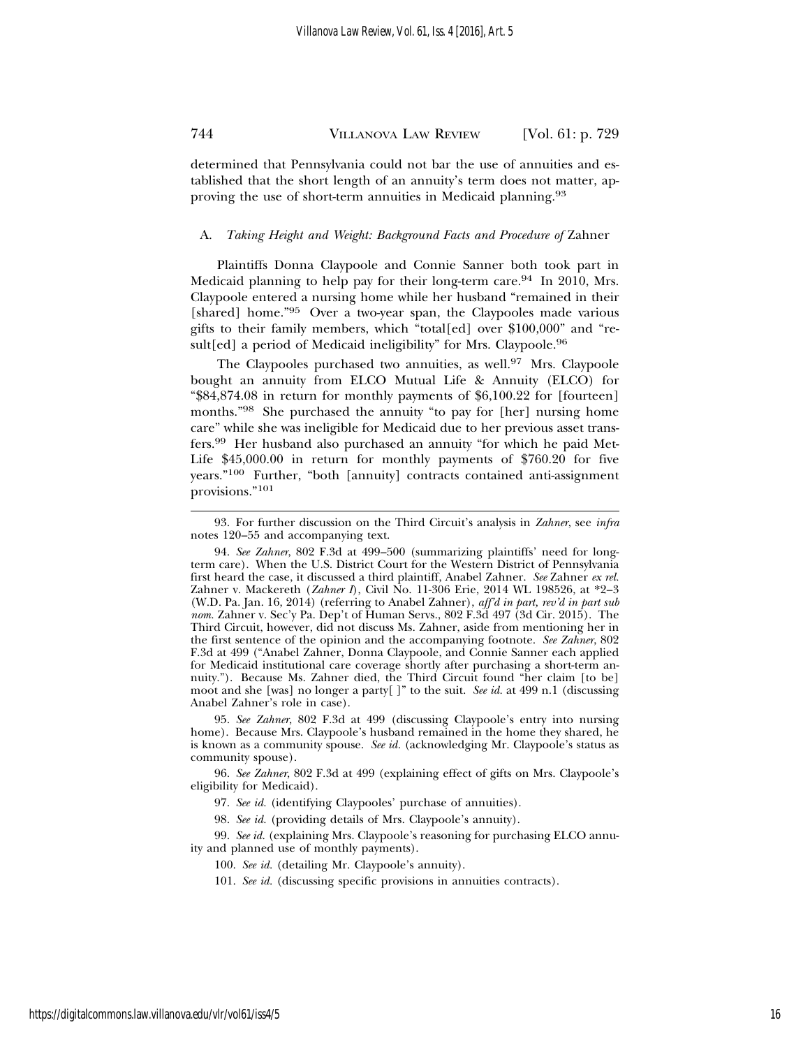determined that Pennsylvania could not bar the use of annuities and established that the short length of an annuity's term does not matter, approving the use of short-term annuities in Medicaid planning.[93]

### A. *Taking Height and Weight: Background Facts and Procedure of* Zahner

Plaintiffs Donna Claypoole and Connie Sanner both took part in Medicaid planning to help pay for their long-term care.[94] In 2010, Mrs. Claypoole entered a nursing home while her husband "remained in their [shared] home."[95] Over a two-year span, the Claypooles made various gifts to their family members, which "total[ed] over $100,000" and "result[ed] a period of Medicaid ineligibility" for Mrs. Claypoole.[96]

The Claypooles purchased two annuities, as well.[97] Mrs. Claypoole bought an annuity from ELCO Mutual Life & Annuity (ELCO) for "$84,874.08 in return for monthly payments of $6,100.22 for [fourteen] months."[98] She purchased the annuity "to pay for [her] nursing home care" while she was ineligible for Medicaid due to her previous asset transfers.[99] Her husband also purchased an annuity "for which he paid MetLife $45,000.00 in return for monthly payments of $760.20 for five years."[100] Further, "both [annuity] contracts contained anti-assignment provisions."[101]

---

93. For further discussion on the Third Circuit's analysis in *Zahner*, see *infra* notes 120–55 and accompanying text.

94. *See Zahner*, 802 F.3d at 499–500 (summarizing plaintiffs' need for long-term care). When the U.S. District Court for the Western District of Pennsylvania first heard the case, it discussed a third plaintiff, Anabel Zahner. *See* Zahner *ex rel.* Zahner v. Mackereth (*Zahner I*), Civil No. 11-306 Erie, 2014 WL 198526, at *2–3 (W.D. Pa. Jan. 16, 2014) (referring to Anabel Zahner), *aff'd in part, rev'd in part sub nom.* Zahner v. Sec'y Pa. Dep't of Human Servs., 802 F.3d 497 (3d Cir. 2015). The Third Circuit, however, did not discuss Ms. Zahner, aside from mentioning her in the first sentence of the opinion and the accompanying footnote. *See Zahner*, 802 F.3d at 499 ("Anabel Zahner, Donna Claypoole, and Connie Sanner each applied for Medicaid institutional care coverage shortly after purchasing a short-term annuity."). Because Ms. Zahner died, the Third Circuit found "her claim [to be] moot and she [was] no longer a party[ ]" to the suit. *See id.* at 499 n.1 (discussing Anabel Zahner's role in case).

95. *See Zahner*, 802 F.3d at 499 (discussing Claypoole's entry into nursing home). Because Mrs. Claypoole's husband remained in the home they shared, he is known as a community spouse. *See id.* (acknowledging Mr. Claypoole's status as community spouse).

96. *See Zahner*, 802 F.3d at 499 (explaining effect of gifts on Mrs. Claypoole's eligibility for Medicaid).

97. *See id.* (identifying Claypooles' purchase of annuities).

98. *See id.* (providing details of Mrs. Claypoole's annuity).

99. *See id.* (explaining Mrs. Claypoole's reasoning for purchasing ELCO annuity and planned use of monthly payments).

100. *See id.* (detailing Mr. Claypoole's annuity).

101. *See id.* (discussing specific provisions in annuities contracts).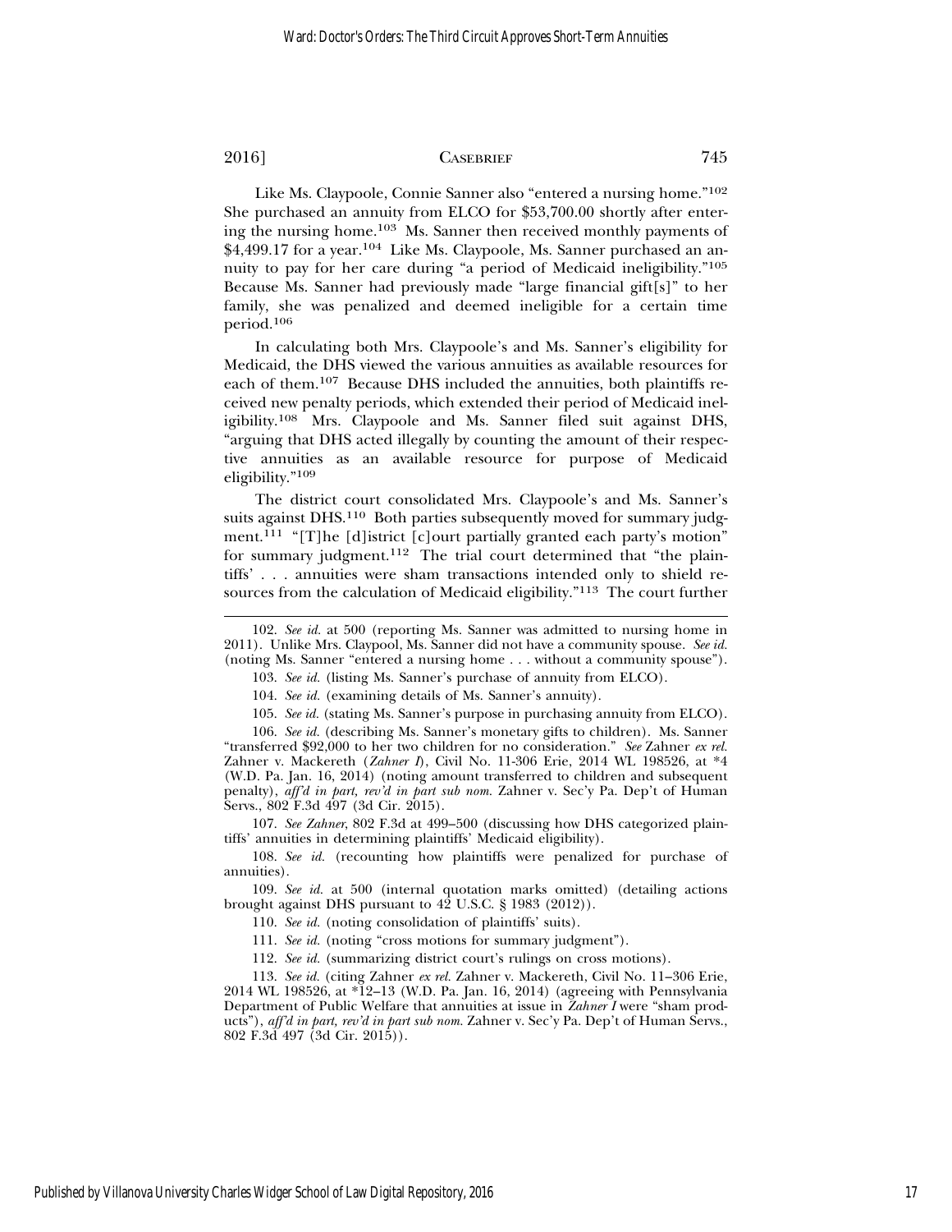Like Ms. Claypoole, Connie Sanner also "entered a nursing home."[102] She purchased an annuity from ELCO for $53,700.00 shortly after entering the nursing home.[103] Ms. Sanner then received monthly payments of $4,499.17 for a year.[104] Like Ms. Claypoole, Ms. Sanner purchased an annuity to pay for her care during "a period of Medicaid ineligibility."[105] Because Ms. Sanner had previously made "large financial gift[s]" to her family, she was penalized and deemed ineligible for a certain time period.[106]

In calculating both Mrs. Claypoole's and Ms. Sanner's eligibility for Medicaid, the DHS viewed the various annuities as available resources for each of them.[107] Because DHS included the annuities, both plaintiffs received new penalty periods, which extended their period of Medicaid ineligibility.[108] Mrs. Claypoole and Ms. Sanner filed suit against DHS, "arguing that DHS acted illegally by counting the amount of their respective annuities as an available resource for purpose of Medicaid eligibility."[109]

The district court consolidated Mrs. Claypoole's and Ms. Sanner's suits against DHS.[110] Both parties subsequently moved for summary judgment.[111] "[T]he [d]istrict [c]ourt partially granted each party's motion" for summary judgment.[112] The trial court determined that "the plaintiffs' . . . annuities were sham transactions intended only to shield resources from the calculation of Medicaid eligibility."[113] The court further

---

102. *See id.* at 500 (reporting Ms. Sanner was admitted to nursing home in 2011). Unlike Mrs. Claypool, Ms. Sanner did not have a community spouse. *See id.* (noting Ms. Sanner "entered a nursing home . . . without a community spouse").

103. *See id.* (listing Ms. Sanner's purchase of annuity from ELCO).

104. *See id.* (examining details of Ms. Sanner's annuity).

105. *See id.* (stating Ms. Sanner's purpose in purchasing annuity from ELCO).

106. *See id.* (describing Ms. Sanner's monetary gifts to children). Ms. Sanner "transferred $92,000 to her two children for no consideration." *See* Zahner *ex rel.* Zahner v. Mackereth (*Zahner I*), Civil No. 11-306 Erie, 2014 WL 198526, at *4 (W.D. Pa. Jan. 16, 2014) (noting amount transferred to children and subsequent penalty), *aff'd in part, rev'd in part sub nom.* Zahner v. Sec'y Pa. Dep't of Human Servs., 802 F.3d 497 (3d Cir. 2015).

107. *See Zahner*, 802 F.3d at 499–500 (discussing how DHS categorized plaintiffs' annuities in determining plaintiffs' Medicaid eligibility).

108. *See id.* (recounting how plaintiffs were penalized for purchase of annuities).

109. *See id.* at 500 (internal quotation marks omitted) (detailing actions brought against DHS pursuant to 42 U.S.C. § 1983 (2012)).

110. *See id.* (noting consolidation of plaintiffs' suits).

111. *See id.* (noting "cross motions for summary judgment").

112. *See id.* (summarizing district court's rulings on cross motions).

113. *See id.* (citing Zahner *ex rel.* Zahner v. Mackereth, Civil No. 11–306 Erie, 2014 WL 198526, at *12–13 (W.D. Pa. Jan. 16, 2014) (agreeing with Pennsylvania Department of Public Welfare that annuities at issue in *Zahner I* were "sham products"), *aff'd in part, rev'd in part sub nom.* Zahner v. Sec'y Pa. Dep't of Human Servs., 802 F.3d 497 (3d Cir. 2015)).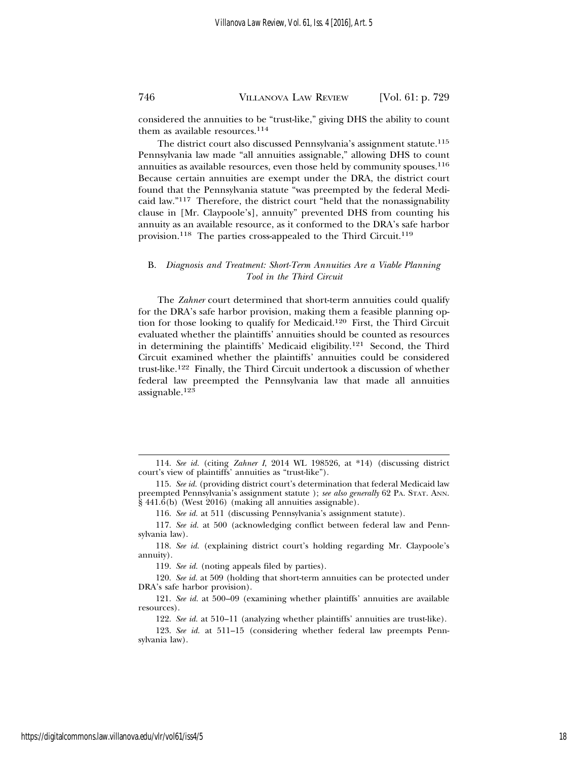considered the annuities to be "trust-like," giving DHS the ability to count them as available resources.[114]

The district court also discussed Pennsylvania's assignment statute.[115] Pennsylvania law made "all annuities assignable," allowing DHS to count annuities as available resources, even those held by community spouses.[116] Because certain annuities are exempt under the DRA, the district court found that the Pennsylvania statute "was preempted by the federal Medicaid law."[117] Therefore, the district court "held that the nonassignability clause in [Mr. Claypoole's], annuity" prevented DHS from counting his annuity as an available resource, as it conformed to the DRA's safe harbor provision.[118] The parties cross-appealed to the Third Circuit.[119]

### B. *Diagnosis and Treatment: Short-Term Annuities Are a Viable Planning Tool in the Third Circuit*

The *Zahner* court determined that short-term annuities could qualify for the DRA's safe harbor provision, making them a feasible planning option for those looking to qualify for Medicaid.[120] First, the Third Circuit evaluated whether the plaintiffs' annuities should be counted as resources in determining the plaintiffs' Medicaid eligibility.[121] Second, the Third Circuit examined whether the plaintiffs' annuities could be considered trust-like.[122] Finally, the Third Circuit undertook a discussion of whether federal law preempted the Pennsylvania law that made all annuities assignable.[123]

---

114. *See id.* (citing *Zahner I*, 2014 WL 198526, at *14) (discussing district court's view of plaintiffs' annuities as "trust-like").

115. *See id.* (providing district court's determination that federal Medicaid law preempted Pennsylvania's assignment statute ); *see also generally* 62 PA. STAT. ANN. § 441.6(b) (West 2016) (making all annuities assignable).

116. *See id.* at 511 (discussing Pennsylvania's assignment statute).

117. *See id.* at 500 (acknowledging conflict between federal law and Pennsylvania law).

118. *See id.* (explaining district court's holding regarding Mr. Claypoole's annuity).

119. *See id.* (noting appeals filed by parties).

120. *See id.* at 509 (holding that short-term annuities can be protected under DRA's safe harbor provision).

121. *See id.* at 500–09 (examining whether plaintiffs' annuities are available resources).

122. *See id.* at 510–11 (analyzing whether plaintiffs' annuities are trust-like).

123. *See id.* at 511–15 (considering whether federal law preempts Pennsylvania law).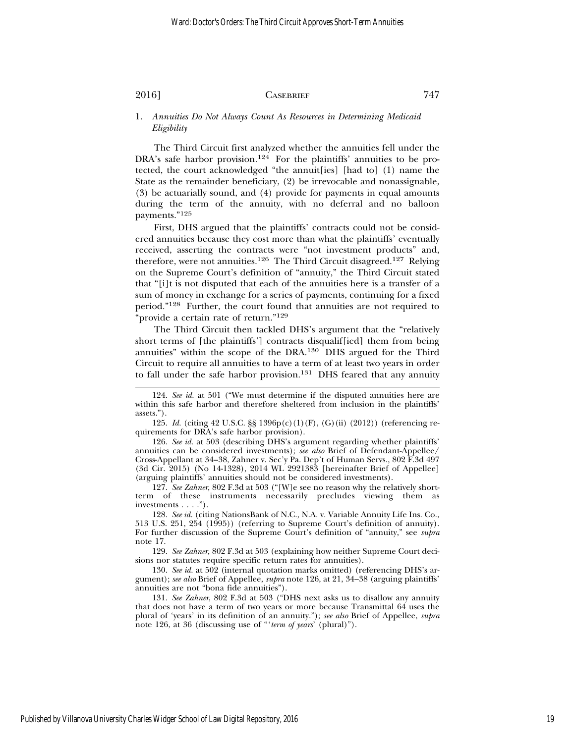### 1. *Annuities Do Not Always Count As Resources in Determining Medicaid Eligibility*

The Third Circuit first analyzed whether the annuities fell under the DRA's safe harbor provision.[124] For the plaintiffs' annuities to be protected, the court acknowledged "the annuit[ies] [had to] (1) name the State as the remainder beneficiary, (2) be irrevocable and nonassignable, (3) be actuarially sound, and (4) provide for payments in equal amounts during the term of the annuity, with no deferral and no balloon payments."[125]

First, DHS argued that the plaintiffs' contracts could not be considered annuities because they cost more than what the plaintiffs' eventually received, asserting the contracts were "not investment products" and, therefore, were not annuities.[126] The Third Circuit disagreed.[127] Relying on the Supreme Court's definition of "annuity," the Third Circuit stated that "[i]t is not disputed that each of the annuities here is a transfer of a sum of money in exchange for a series of payments, continuing for a fixed period."[128] Further, the court found that annuities are not required to "provide a certain rate of return."[129]

The Third Circuit then tackled DHS's argument that the "relatively short terms of [the plaintiffs'] contracts disqualif[ied] them from being annuities" within the scope of the DRA.[130] DHS argued for the Third Circuit to require all annuities to have a term of at least two years in order to fall under the safe harbor provision.[131] DHS feared that any annuity

---

124. *See id.* at 501 ("We must determine if the disputed annuities here are within this safe harbor and therefore sheltered from inclusion in the plaintiffs' assets.").

125. *Id.* (citing 42 U.S.C. §§ 1396p(c)(1)(F), (G)(ii) (2012)) (referencing requirements for DRA's safe harbor provision).

126. *See id.* at 503 (describing DHS's argument regarding whether plaintiffs' annuities can be considered investments); *see also* Brief of Defendant-Appellee/Cross-Appellant at 34–38, Zahner v. Sec'y Pa. Dep't of Human Servs., 802 F.3d 497 (3d Cir. 2015) (No 14-1328), 2014 WL 2921383 [hereinafter Brief of Appellee] (arguing plaintiffs' annuities should not be considered investments).

127. *See Zahner*, 802 F.3d at 503 ("[W]e see no reason why the relatively short-term of these instruments necessarily precludes viewing them as investments . . . .").

128. *See id.* (citing NationsBank of N.C., N.A. v. Variable Annuity Life Ins. Co., 513 U.S. 251, 254 (1995)) (referring to Supreme Court's definition of annuity). For further discussion of the Supreme Court's definition of "annuity," see *supra* note 17.

129. *See Zahner*, 802 F.3d at 503 (explaining how neither Supreme Court decisions nor statutes require specific return rates for annuities).

130. *See id.* at 502 (internal quotation marks omitted) (referencing DHS's argument); *see also* Brief of Appellee, *supra* note 126, at 21, 34–38 (arguing plaintiffs' annuities are not "bona fide annuities").

131. *See Zahner*, 802 F.3d at 503 ("DHS next asks us to disallow any annuity that does not have a term of two years or more because Transmittal 64 uses the plural of 'years' in its definition of an annuity."); *see also* Brief of Appellee, *supra* note 126, at 36 (discussing use of "'*term of years*' (plural)").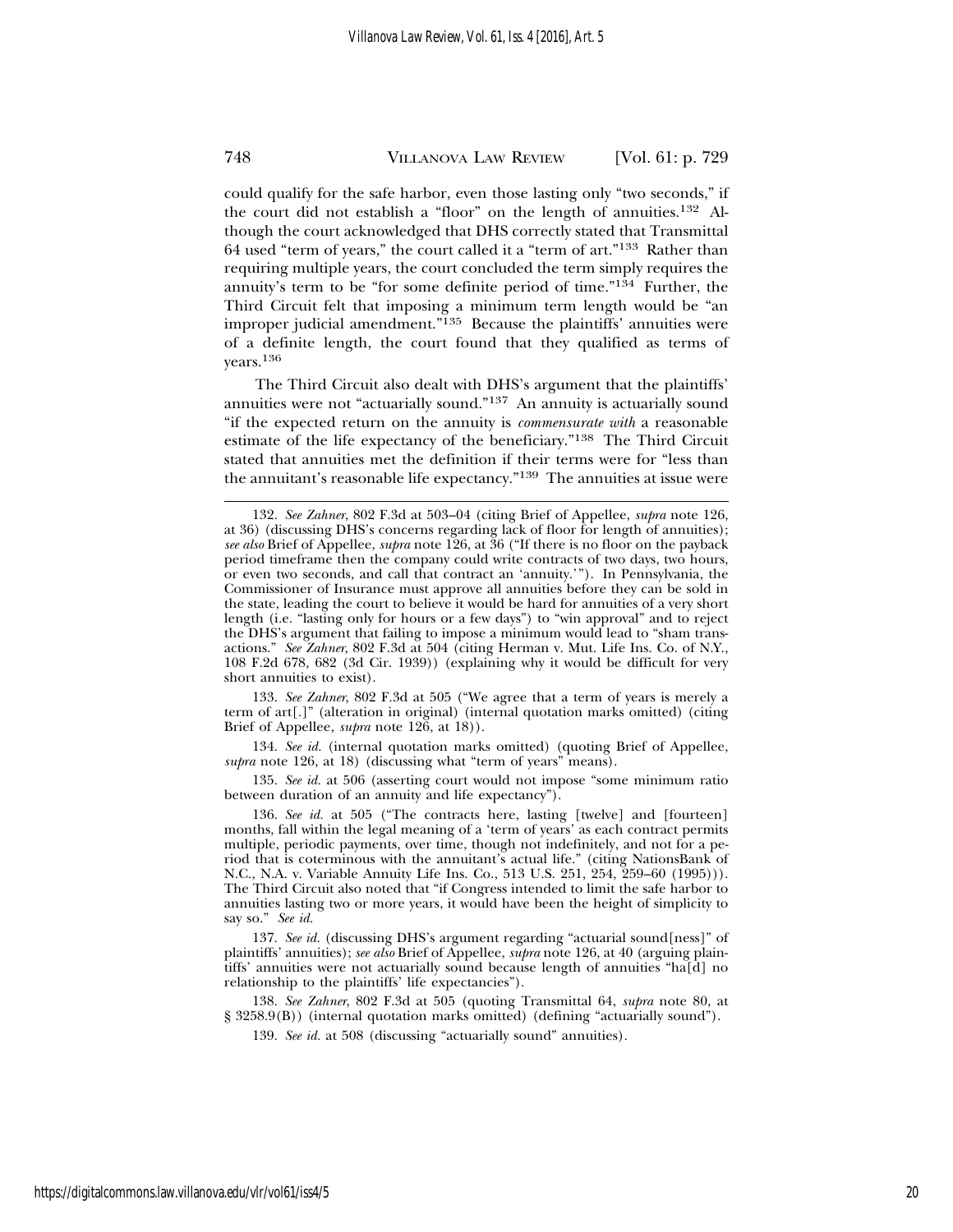could qualify for the safe harbor, even those lasting only "two seconds," if the court did not establish a "floor" on the length of annuities.[132] Although the court acknowledged that DHS correctly stated that Transmittal 64 used "term of years," the court called it a "term of art."[133] Rather than requiring multiple years, the court concluded the term simply requires the annuity's term to be "for some definite period of time."[134] Further, the Third Circuit felt that imposing a minimum term length would be "an improper judicial amendment."[135] Because the plaintiffs' annuities were of a definite length, the court found that they qualified as terms of years.[136]

The Third Circuit also dealt with DHS's argument that the plaintiffs' annuities were not "actuarially sound."[137] An annuity is actuarially sound "if the expected return on the annuity is *commensurate with* a reasonable estimate of the life expectancy of the beneficiary."[138] The Third Circuit stated that annuities met the definition if their terms were for "less than the annuitant's reasonable life expectancy."[139] The annuities at issue were

---

132. *See Zahner*, 802 F.3d at 503–04 (citing Brief of Appellee, *supra* note 126, at 36) (discussing DHS's concerns regarding lack of floor for length of annuities); *see also* Brief of Appellee, *supra* note 126, at 36 ("If there is no floor on the payback period timeframe then the company could write contracts of two days, two hours, or even two seconds, and call that contract an 'annuity.'"). In Pennsylvania, the Commissioner of Insurance must approve all annuities before they can be sold in the state, leading the court to believe it would be hard for annuities of a very short length (i.e. "lasting only for hours or a few days") to "win approval" and to reject the DHS's argument that failing to impose a minimum would lead to "sham transactions." *See Zahner*, 802 F.3d at 504 (citing Herman v. Mut. Life Ins. Co. of N.Y., 108 F.2d 678, 682 (3d Cir. 1939)) (explaining why it would be difficult for very short annuities to exist).

133. *See Zahner*, 802 F.3d at 505 ("We agree that a term of years is merely a term of art[.]" (alteration in original) (internal quotation marks omitted) (citing Brief of Appellee, *supra* note 126, at 18)).

134. *See id.* (internal quotation marks omitted) (quoting Brief of Appellee, *supra* note 126, at 18) (discussing what "term of years" means).

135. *See id.* at 506 (asserting court would not impose "some minimum ratio between duration of an annuity and life expectancy").

136. *See id.* at 505 ("The contracts here, lasting [twelve] and [fourteen] months, fall within the legal meaning of a 'term of years' as each contract permits multiple, periodic payments, over time, though not indefinitely, and not for a period that is coterminous with the annuitant's actual life." (citing NationsBank of N.C., N.A. v. Variable Annuity Life Ins. Co., 513 U.S. 251, 254, 259–60 (1995))). The Third Circuit also noted that "if Congress intended to limit the safe harbor to annuities lasting two or more years, it would have been the height of simplicity to say so." *See id.*

137. *See id.* (discussing DHS's argument regarding "actuarial sound[ness]" of plaintiffs' annuities); *see also* Brief of Appellee, *supra* note 126, at 40 (arguing plaintiffs' annuities were not actuarially sound because length of annuities "ha[d] no relationship to the plaintiffs' life expectancies").

138. *See Zahner*, 802 F.3d at 505 (quoting Transmittal 64, *supra* note 80, at § 3258.9(B)) (internal quotation marks omitted) (defining "actuarially sound").

139. *See id.* at 508 (discussing "actuarially sound" annuities).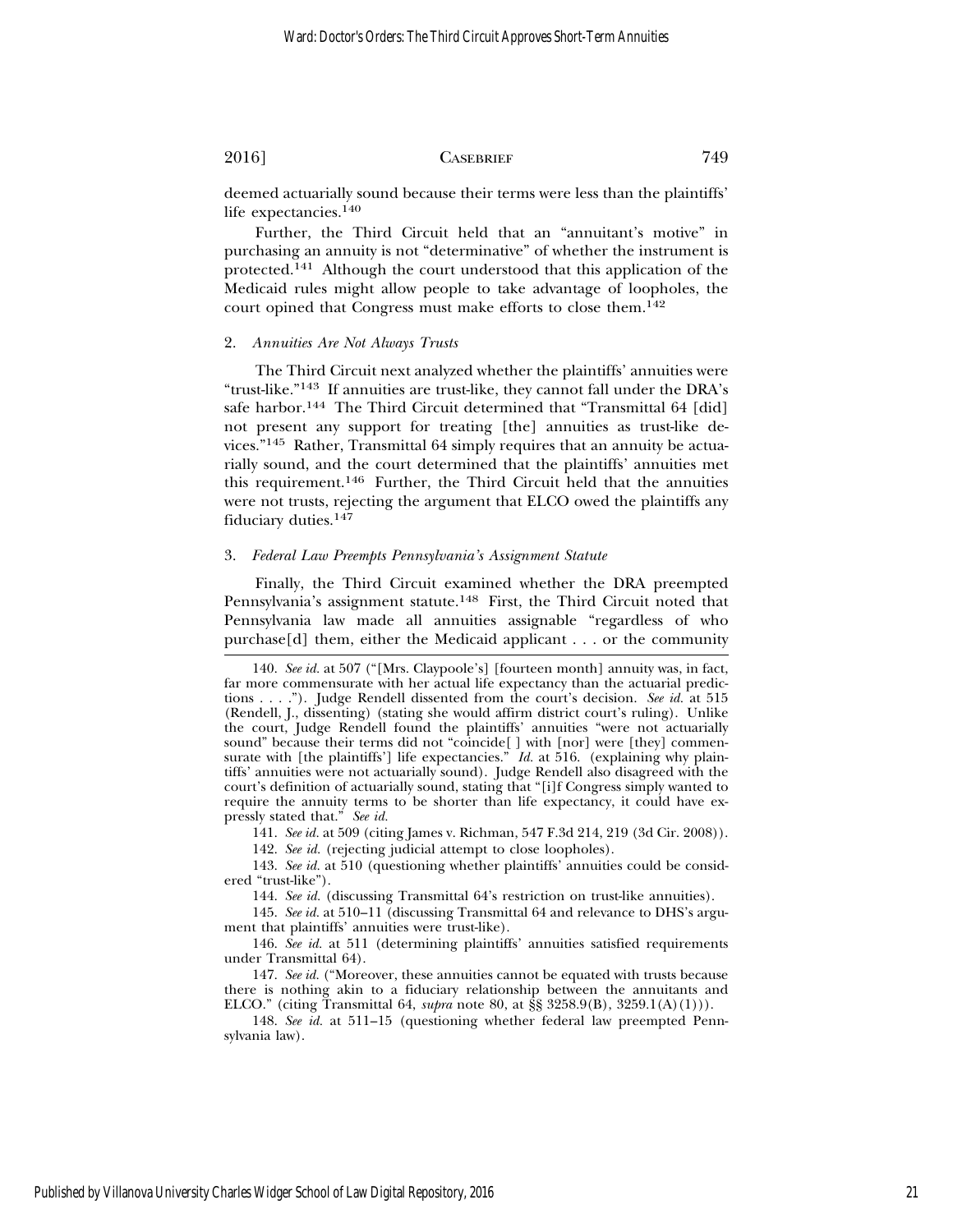deemed actuarially sound because their terms were less than the plaintiffs' life expectancies.[140]

Further, the Third Circuit held that an "annuitant's motive" in purchasing an annuity is not "determinative" of whether the instrument is protected.[141] Although the court understood that this application of the Medicaid rules might allow people to take advantage of loopholes, the court opined that Congress must make efforts to close them.[142]

### 2. *Annuities Are Not Always Trusts*

The Third Circuit next analyzed whether the plaintiffs' annuities were "trust-like."[143] If annuities are trust-like, they cannot fall under the DRA's safe harbor.[144] The Third Circuit determined that "Transmittal 64 [did] not present any support for treating [the] annuities as trust-like devices."[145] Rather, Transmittal 64 simply requires that an annuity be actuarially sound, and the court determined that the plaintiffs' annuities met this requirement.[146] Further, the Third Circuit held that the annuities were not trusts, rejecting the argument that ELCO owed the plaintiffs any fiduciary duties.[147]

### 3. *Federal Law Preempts Pennsylvania's Assignment Statute*

Finally, the Third Circuit examined whether the DRA preempted Pennsylvania's assignment statute.[148] First, the Third Circuit noted that Pennsylvania law made all annuities assignable "regardless of who purchase[d] them, either the Medicaid applicant . . . or the community

---

140. *See id.* at 507 ("[Mrs. Claypoole's] [fourteen month] annuity was, in fact, far more commensurate with her actual life expectancy than the actuarial predictions . . . ."). Judge Rendell dissented from the court's decision. *See id.* at 515 (Rendell, J., dissenting) (stating she would affirm district court's ruling). Unlike the court, Judge Rendell found the plaintiffs' annuities "were not actuarially sound" because their terms did not "coincide[ ] with [nor] were [they] commensurate with [the plaintiffs'] life expectancies." *Id.* at 516. (explaining why plaintiffs' annuities were not actuarially sound). Judge Rendell also disagreed with the court's definition of actuarially sound, stating that "[i]f Congress simply wanted to require the annuity terms to be shorter than life expectancy, it could have expressly stated that." *See id.*

141. *See id.* at 509 (citing James v. Richman, 547 F.3d 214, 219 (3d Cir. 2008)).

142. *See id.* (rejecting judicial attempt to close loopholes).

143. *See id.* at 510 (questioning whether plaintiffs' annuities could be considered "trust-like").

144. *See id.* (discussing Transmittal 64's restriction on trust-like annuities).

145. *See id.* at 510–11 (discussing Transmittal 64 and relevance to DHS's argument that plaintiffs' annuities were trust-like).

146. *See id.* at 511 (determining plaintiffs' annuities satisfied requirements under Transmittal 64).

147. *See id.* ("Moreover, these annuities cannot be equated with trusts because there is nothing akin to a fiduciary relationship between the annuitants and ELCO." (citing Transmittal 64, *supra* note 80, at §§ 3258.9(B), 3259.1(A)(1))).

148. *See id.* at 511–15 (questioning whether federal law preempted Pennsylvania law).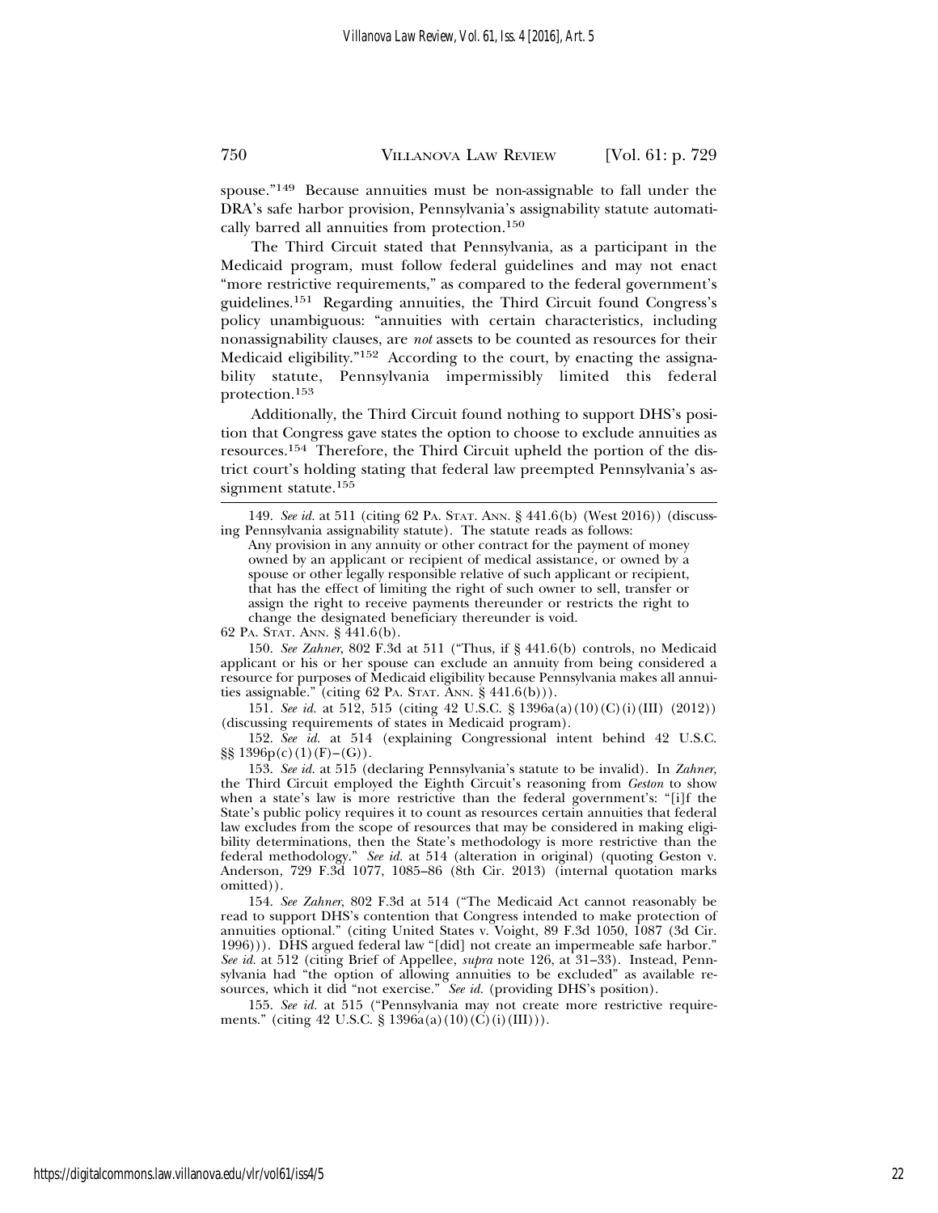spouse."[149] Because annuities must be non-assignable to fall under the DRA's safe harbor provision, Pennsylvania's assignability statute automatically barred all annuities from protection.[150]

The Third Circuit stated that Pennsylvania, as a participant in the Medicaid program, must follow federal guidelines and may not enact "more restrictive requirements," as compared to the federal government's guidelines.[151] Regarding annuities, the Third Circuit found Congress's policy unambiguous: "annuities with certain characteristics, including nonassignability clauses, are *not* assets to be counted as resources for their Medicaid eligibility."[152] According to the court, by enacting the assignability statute, Pennsylvania impermissibly limited this federal protection.[153]

Additionally, the Third Circuit found nothing to support DHS's position that Congress gave states the option to choose to exclude annuities as resources.[154] Therefore, the Third Circuit upheld the portion of the district court's holding stating that federal law preempted Pennsylvania's assignment statute.[155]

---

149. *See id.* at 511 (citing 62 PA. STAT. ANN. § 441.6(b) (West 2016)) (discussing Pennsylvania assignability statute). The statute reads as follows:

> Any provision in any annuity or other contract for the payment of money owned by an applicant or recipient of medical assistance, or owned by a spouse or other legally responsible relative of such applicant or recipient, that has the effect of limiting the right of such owner to sell, transfer or assign the right to receive payments thereunder or restricts the right to change the designated beneficiary thereunder is void.

62 PA. STAT. ANN. § 441.6(b).

150. *See Zahner*, 802 F.3d at 511 ("Thus, if § 441.6(b) controls, no Medicaid applicant or his or her spouse can exclude an annuity from being considered a resource for purposes of Medicaid eligibility because Pennsylvania makes all annuities assignable." (citing 62 PA. STAT. ANN. § 441.6(b))).

151. *See id.* at 512, 515 (citing 42 U.S.C. § 1396a(a)(10)(C)(i)(III) (2012)) (discussing requirements of states in Medicaid program).

152. *See id.* at 514 (explaining Congressional intent behind 42 U.S.C. §§ 1396p(c)(1)(F)–(G)).

153. *See id.* at 515 (declaring Pennsylvania's statute to be invalid). In *Zahner*, the Third Circuit employed the Eighth Circuit's reasoning from *Geston* to show when a state's law is more restrictive than the federal government's: "[i]f the State's public policy requires it to count as resources certain annuities that federal law excludes from the scope of resources that may be considered in making eligibility determinations, then the State's methodology is more restrictive than the federal methodology." *See id.* at 514 (alteration in original) (quoting Geston v. Anderson, 729 F.3d 1077, 1085–86 (8th Cir. 2013) (internal quotation marks omitted)).

154. *See Zahner*, 802 F.3d at 514 ("The Medicaid Act cannot reasonably be read to support DHS's contention that Congress intended to make protection of annuities optional." (citing United States v. Voight, 89 F.3d 1050, 1087 (3d Cir. 1996))). DHS argued federal law "[did] not create an impermeable safe harbor." *See id.* at 512 (citing Brief of Appellee, *supra* note 126, at 31–33). Instead, Pennsylvania had "the option of allowing annuities to be excluded" as available resources, which it did "not exercise." *See id.* (providing DHS's position).

155. *See id.* at 515 ("Pennsylvania may not create more restrictive requirements." (citing 42 U.S.C. § 1396a(a)(10)(C)(i)(III))).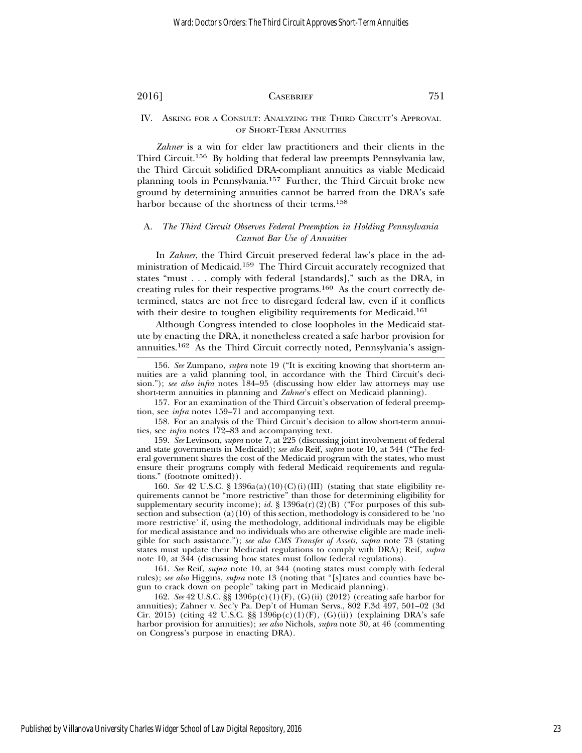## IV. Asking for a Consult: Analyzing the Third Circuit's Approval of Short-Term Annuities

*Zahner* is a win for elder law practitioners and their clients in the Third Circuit.[156] By holding that federal law preempts Pennsylvania law, the Third Circuit solidified DRA-compliant annuities as viable Medicaid planning tools in Pennsylvania.[157] Further, the Third Circuit broke new ground by determining annuities cannot be barred from the DRA's safe harbor because of the shortness of their terms.[158]

### A. *The Third Circuit Observes Federal Preemption in Holding Pennsylvania Cannot Bar Use of Annuities*

In *Zahner*, the Third Circuit preserved federal law's place in the administration of Medicaid.[159] The Third Circuit accurately recognized that states "must . . . comply with federal [standards]," such as the DRA, in creating rules for their respective programs.[160] As the court correctly determined, states are not free to disregard federal law, even if it conflicts with their desire to toughen eligibility requirements for Medicaid.[161]

Although Congress intended to close loopholes in the Medicaid statute by enacting the DRA, it nonetheless created a safe harbor provision for annuities.[162] As the Third Circuit correctly noted, Pennsylvania's assign-

---

156. *See* Zumpano, *supra* note 19 ("It is exciting knowing that short-term annuities are a valid planning tool, in accordance with the Third Circuit's decision."); *see also infra* notes 184–95 (discussing how elder law attorneys may use short-term annuities in planning and *Zahner*'s effect on Medicaid planning).

157. For an examination of the Third Circuit's observation of federal preemption, see *infra* notes 159–71 and accompanying text.

158. For an analysis of the Third Circuit's decision to allow short-term annuities, see *infra* notes 172–83 and accompanying text.

159. *See* Levinson, *supra* note 7, at 225 (discussing joint involvement of federal and state governments in Medicaid); *see also* Reif, *supra* note 10, at 344 ("The federal government shares the cost of the Medicaid program with the states, who must ensure their programs comply with federal Medicaid requirements and regulations." (footnote omitted)).

160. *See* 42 U.S.C. § 1396a(a)(10)(C)(i)(III) (stating that state eligibility requirements cannot be "more restrictive" than those for determining eligibility for supplementary security income); *id.* § 1396a(r)(2)(B) ("For purposes of this subsection and subsection (a)(10) of this section, methodology is considered to be 'no more restrictive' if, using the methodology, additional individuals may be eligible for medical assistance and no individuals who are otherwise eligible are made ineligible for such assistance."); *see also CMS Transfer of Assets*, *supra* note 73 (stating states must update their Medicaid regulations to comply with DRA); Reif, *supra* note 10, at 344 (discussing how states must follow federal regulations).

161. *See* Reif, *supra* note 10, at 344 (noting states must comply with federal rules); *see also* Higgins, *supra* note 13 (noting that "[s]tates and counties have begun to crack down on people" taking part in Medicaid planning).

162. *See* 42 U.S.C. §§ 1396p(c)(1)(F), (G)(ii) (2012) (creating safe harbor for annuities); Zahner v. Sec'y Pa. Dep't of Human Servs., 802 F.3d 497, 501–02 (3d Cir. 2015) (citing 42 U.S.C. §§ 1396p(c)(1)(F), (G)(ii)) (explaining DRA's safe harbor provision for annuities); *see also* Nichols, *supra* note 30, at 46 (commenting on Congress's purpose in enacting DRA).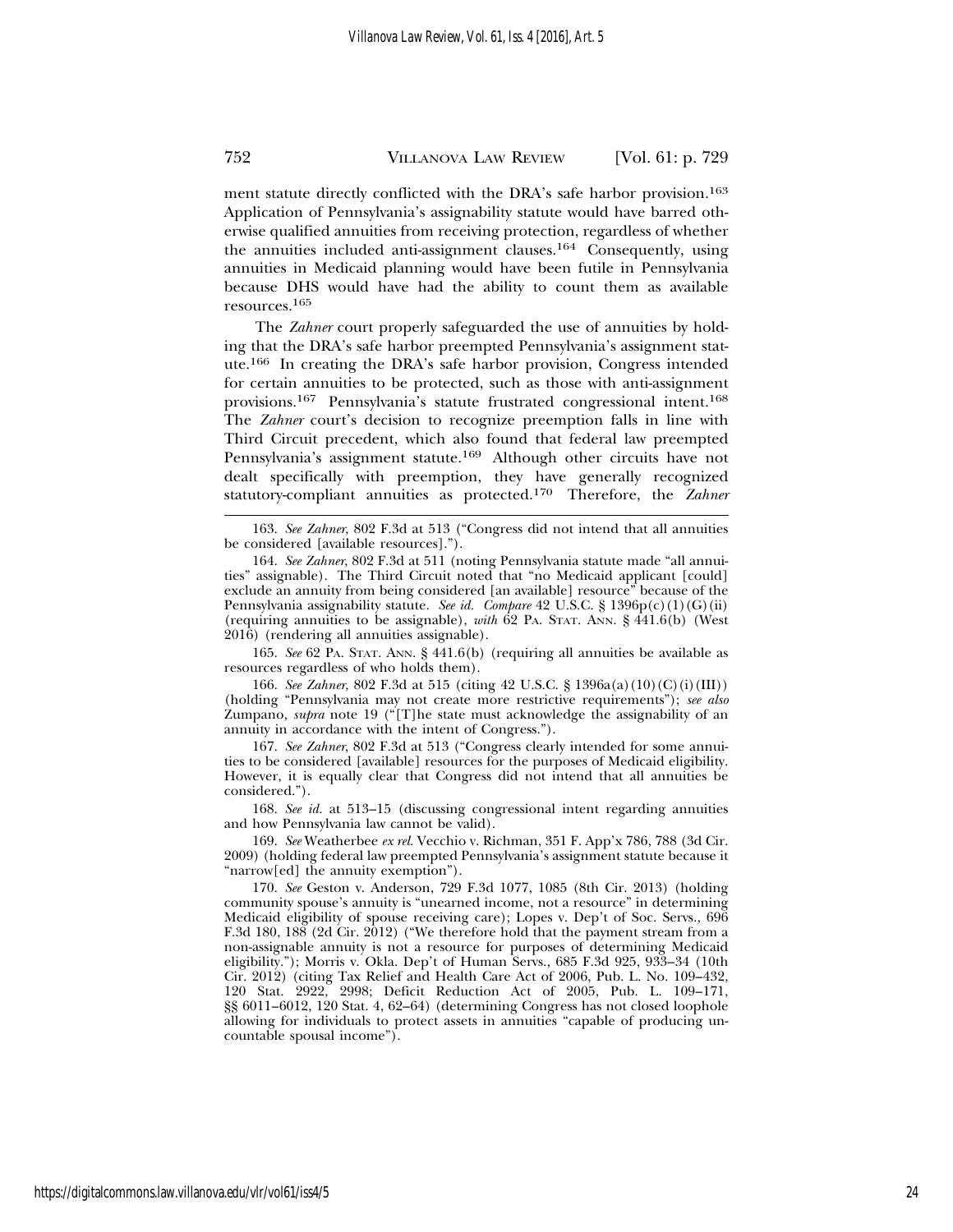ment statute directly conflicted with the DRA's safe harbor provision.[163] Application of Pennsylvania's assignability statute would have barred otherwise qualified annuities from receiving protection, regardless of whether the annuities included anti-assignment clauses.[164] Consequently, using annuities in Medicaid planning would have been futile in Pennsylvania because DHS would have had the ability to count them as available resources.[165]

The *Zahner* court properly safeguarded the use of annuities by holding that the DRA's safe harbor preempted Pennsylvania's assignment statute.[166] In creating the DRA's safe harbor provision, Congress intended for certain annuities to be protected, such as those with anti-assignment provisions.[167] Pennsylvania's statute frustrated congressional intent.[168] The *Zahner* court's decision to recognize preemption falls in line with Third Circuit precedent, which also found that federal law preempted Pennsylvania's assignment statute.[169] Although other circuits have not dealt specifically with preemption, they have generally recognized statutory-compliant annuities as protected.[170] Therefore, the *Zahner*

---

163. *See Zahner*, 802 F.3d at 513 ("Congress did not intend that all annuities be considered [available resources].").

164. *See Zahner*, 802 F.3d at 511 (noting Pennsylvania statute made "all annuities" assignable). The Third Circuit noted that "no Medicaid applicant [could] exclude an annuity from being considered [an available] resource" because of the Pennsylvania assignability statute. *See id. Compare* 42 U.S.C. § 1396p(c)(1)(G)(ii) (requiring annuities to be assignable), *with* 62 PA. STAT. ANN. § 441.6(b) (West 2016) (rendering all annuities assignable).

165. *See* 62 PA. STAT. ANN. § 441.6(b) (requiring all annuities be available as resources regardless of who holds them).

166. *See Zahner*, 802 F.3d at 515 (citing 42 U.S.C. § 1396a(a)(10)(C)(i)(III)) (holding "Pennsylvania may not create more restrictive requirements"); *see also* Zumpano, *supra* note 19 ("[T]he state must acknowledge the assignability of an annuity in accordance with the intent of Congress.").

167. *See Zahner*, 802 F.3d at 513 ("Congress clearly intended for some annuities to be considered [available] resources for the purposes of Medicaid eligibility. However, it is equally clear that Congress did not intend that all annuities be considered.").

168. *See id.* at 513–15 (discussing congressional intent regarding annuities and how Pennsylvania law cannot be valid).

169. *See* Weatherbee *ex rel.* Vecchio v. Richman, 351 F. App'x 786, 788 (3d Cir. 2009) (holding federal law preempted Pennsylvania's assignment statute because it "narrow[ed] the annuity exemption").

170. *See* Geston v. Anderson, 729 F.3d 1077, 1085 (8th Cir. 2013) (holding community spouse's annuity is "unearned income, not a resource" in determining Medicaid eligibility of spouse receiving care); Lopes v. Dep't of Soc. Servs., 696 F.3d 180, 188 (2d Cir. 2012) ("We therefore hold that the payment stream from a non-assignable annuity is not a resource for purposes of determining Medicaid eligibility."); Morris v. Okla. Dep't of Human Servs., 685 F.3d 925, 933–34 (10th Cir. 2012) (citing Tax Relief and Health Care Act of 2006, Pub. L. No. 109–432, 120 Stat. 2922, 2998; Deficit Reduction Act of 2005, Pub. L. 109–171, §§ 6011–6012, 120 Stat. 4, 62–64) (determining Congress has not closed loophole allowing for individuals to protect assets in annuities "capable of producing uncountable spousal income").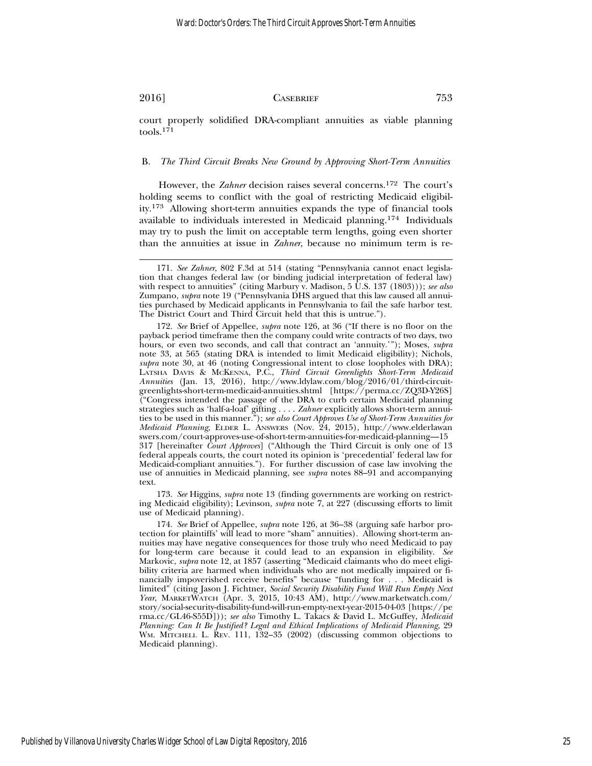court properly solidified DRA-compliant annuities as viable planning tools.[171]

### B. *The Third Circuit Breaks New Ground by Approving Short-Term Annuities*

However, the *Zahner* decision raises several concerns.[172] The court's holding seems to conflict with the goal of restricting Medicaid eligibility.[173] Allowing short-term annuities expands the type of financial tools available to individuals interested in Medicaid planning.[174] Individuals may try to push the limit on acceptable term lengths, going even shorter than the annuities at issue in *Zahner*, because no minimum term is re-

---

171. *See Zahner*, 802 F.3d at 514 (stating "Pennsylvania cannot enact legislation that changes federal law (or binding judicial interpretation of federal law) with respect to annuities" (citing Marbury v. Madison, 5 U.S. 137 (1803))); *see also* Zumpano, *supra* note 19 ("Pennsylvania DHS argued that this law caused all annuities purchased by Medicaid applicants in Pennsylvania to fail the safe harbor test. The District Court and Third Circuit held that this is untrue.").

172. *See* Brief of Appellee, *supra* note 126, at 36 ("If there is no floor on the payback period timeframe then the company could write contracts of two days, two hours, or even two seconds, and call that contract an 'annuity.'"); Moses, *supra* note 33, at 565 (stating DRA is intended to limit Medicaid eligibility); Nichols, *supra* note 30, at 46 (noting Congressional intent to close loopholes with DRA); LATSHA DAVIS & MCKENNA, P.C., *Third Circuit Greenlights Short-Term Medicaid Annuities* (Jan. 13, 2016), http://www.ldylaw.com/blog/2016/01/third-circuit-greenlights-short-term-medicaid-annuities.shtml [https://perma.cc/ZQ3D-Y26S] ("Congress intended the passage of the DRA to curb certain Medicaid planning strategies such as 'half-a-loaf' gifting . . . . *Zahner* explicitly allows short-term annuities to be used in this manner."); *see also Court Approves Use of Short-Term Annuities for Medicaid Planning*, ELDER L. ANSWERS (Nov. 24, 2015), http://www.elderlawanswers.com/court-approves-use-of-short-term-annuities-for-medicaid-planning—15317 [hereinafter *Court Approves*] ("Although the Third Circuit is only one of 13 federal appeals courts, the court noted its opinion is 'precedential' federal law for Medicaid-compliant annuities."). For further discussion of case law involving the use of annuities in Medicaid planning, see *supra* notes 88–91 and accompanying text.

173. *See* Higgins, *supra* note 13 (finding governments are working on restricting Medicaid eligibility); Levinson, *supra* note 7, at 227 (discussing efforts to limit use of Medicaid planning).

174. *See* Brief of Appellee, *supra* note 126, at 36–38 (arguing safe harbor protection for plaintiffs' will lead to more "sham" annuities). Allowing short-term annuities may have negative consequences for those truly who need Medicaid to pay for long-term care because it could lead to an expansion in eligibility. *See* Markovic, *supra* note 12, at 1857 (asserting "Medicaid claimants who do meet eligibility criteria are harmed when individuals who are not medically impaired or financially impoverished receive benefits" because "funding for . . . Medicaid is limited" (citing Jason J. Fichtner, *Social Security Disability Fund Will Run Empty Next Year*, MARKETWATCH (Apr. 3, 2015, 10:43 AM), http://www.marketwatch.com/story/social-security-disability-fund-will-run-empty-next-year-2015-04-03 [https://perma.cc/GL46-S55D])); *see also* Timothy L. Takacs & David L. McGuffey, *Medicaid Planning: Can It Be Justified? Legal and Ethical Implications of Medicaid Planning*, 29 WM. MITCHELL L. REV. 111, 132–35 (2002) (discussing common objections to Medicaid planning).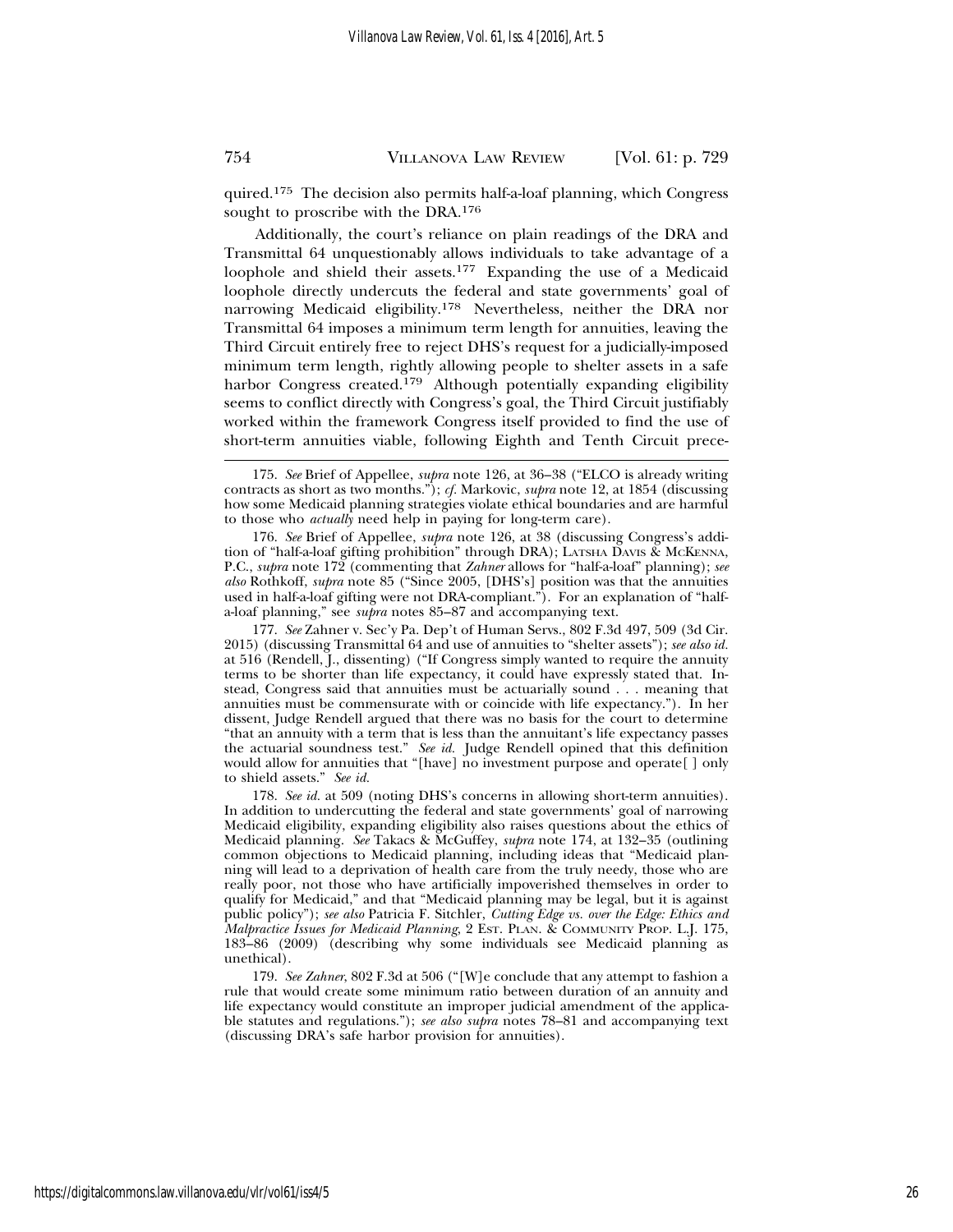quired.[175] The decision also permits half-a-loaf planning, which Congress sought to proscribe with the DRA.[176]

Additionally, the court's reliance on plain readings of the DRA and Transmittal 64 unquestionably allows individuals to take advantage of a loophole and shield their assets.[177] Expanding the use of a Medicaid loophole directly undercuts the federal and state governments' goal of narrowing Medicaid eligibility.[178] Nevertheless, neither the DRA nor Transmittal 64 imposes a minimum term length for annuities, leaving the Third Circuit entirely free to reject DHS's request for a judicially-imposed minimum term length, rightly allowing people to shelter assets in a safe harbor Congress created.[179] Although potentially expanding eligibility seems to conflict directly with Congress's goal, the Third Circuit justifiably worked within the framework Congress itself provided to find the use of short-term annuities viable, following Eighth and Tenth Circuit prece-

---

175. *See* Brief of Appellee, *supra* note 126, at 36–38 ("ELCO is already writing contracts as short as two months."); *cf.* Markovic, *supra* note 12, at 1854 (discussing how some Medicaid planning strategies violate ethical boundaries and are harmful to those who *actually* need help in paying for long-term care).

176. *See* Brief of Appellee, *supra* note 126, at 38 (discussing Congress's addition of "half-a-loaf gifting prohibition" through DRA); LATSHA DAVIS & MCKENNA, P.C., *supra* note 172 (commenting that *Zahner* allows for "half-a-loaf" planning); *see also* Rothkoff, *supra* note 85 ("Since 2005, [DHS's] position was that the annuities used in half-a-loaf gifting were not DRA-compliant."). For an explanation of "half-a-loaf planning," see *supra* notes 85–87 and accompanying text.

177. *See* Zahner v. Sec'y Pa. Dep't of Human Servs., 802 F.3d 497, 509 (3d Cir. 2015) (discussing Transmittal 64 and use of annuities to "shelter assets"); *see also id.* at 516 (Rendell, J., dissenting) ("If Congress simply wanted to require the annuity terms to be shorter than life expectancy, it could have expressly stated that. Instead, Congress said that annuities must be actuarially sound . . . meaning that annuities must be commensurate with or coincide with life expectancy."). In her dissent, Judge Rendell argued that there was no basis for the court to determine "that an annuity with a term that is less than the annuitant's life expectancy passes the actuarial soundness test." *See id.* Judge Rendell opined that this definition would allow for annuities that "[have] no investment purpose and operate[ ] only to shield assets." *See id.*

178. *See id.* at 509 (noting DHS's concerns in allowing short-term annuities). In addition to undercutting the federal and state governments' goal of narrowing Medicaid eligibility, expanding eligibility also raises questions about the ethics of Medicaid planning. *See* Takacs & McGuffey, *supra* note 174, at 132–35 (outlining common objections to Medicaid planning, including ideas that "Medicaid planning will lead to a deprivation of health care from the truly needy, those who are really poor, not those who have artificially impoverished themselves in order to qualify for Medicaid," and that "Medicaid planning may be legal, but it is against public policy"); *see also* Patricia F. Sitchler, *Cutting Edge vs. over the Edge: Ethics and Malpractice Issues for Medicaid Planning*, 2 EST. PLAN. & COMMUNITY PROP. L.J. 175, 183–86 (2009) (describing why some individuals see Medicaid planning as unethical).

179. *See Zahner*, 802 F.3d at 506 ("[W]e conclude that any attempt to fashion a rule that would create some minimum ratio between duration of an annuity and life expectancy would constitute an improper judicial amendment of the applicable statutes and regulations."); *see also supra* notes 78–81 and accompanying text (discussing DRA's safe harbor provision for annuities).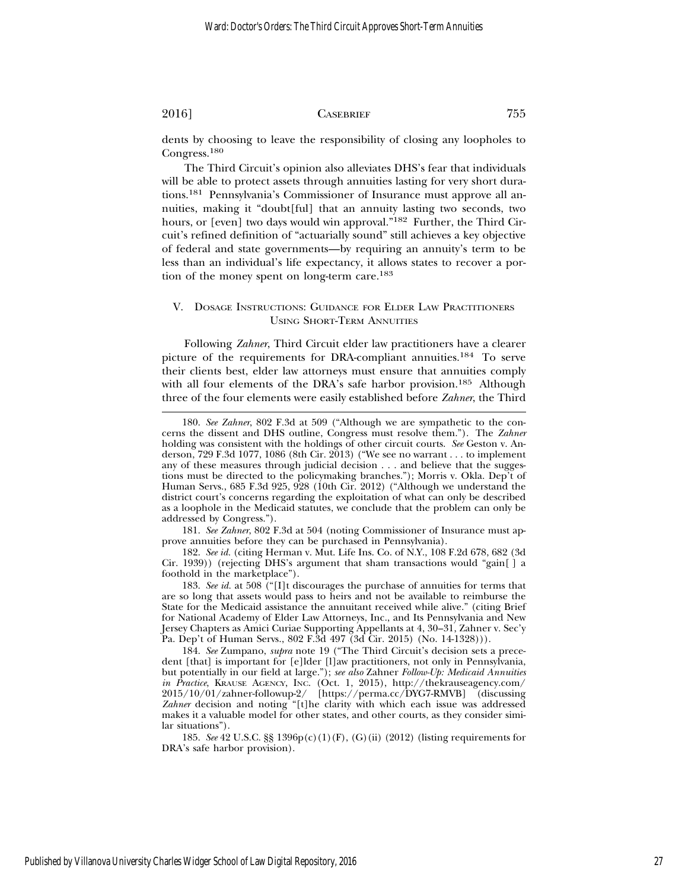dents by choosing to leave the responsibility of closing any loopholes to Congress.[180]

The Third Circuit's opinion also alleviates DHS's fear that individuals will be able to protect assets through annuities lasting for very short durations.[181] Pennsylvania's Commissioner of Insurance must approve all annuities, making it "doubt[ful] that an annuity lasting two seconds, two hours, or [even] two days would win approval."[182] Further, the Third Circuit's refined definition of "actuarially sound" still achieves a key objective of federal and state governments—by requiring an annuity's term to be less than an individual's life expectancy, it allows states to recover a portion of the money spent on long-term care.[183]

## V. Dosage Instructions: Guidance for Elder Law Practitioners Using Short-Term Annuities

Following *Zahner*, Third Circuit elder law practitioners have a clearer picture of the requirements for DRA-compliant annuities.[184] To serve their clients best, elder law attorneys must ensure that annuities comply with all four elements of the DRA's safe harbor provision.[185] Although three of the four elements were easily established before *Zahner*, the Third

---

180. *See Zahner*, 802 F.3d at 509 ("Although we are sympathetic to the concerns the dissent and DHS outline, Congress must resolve them."). The *Zahner* holding was consistent with the holdings of other circuit courts. *See* Geston v. Anderson, 729 F.3d 1077, 1086 (8th Cir. 2013) ("We see no warrant . . . to implement any of these measures through judicial decision . . . and believe that the suggestions must be directed to the policymaking branches."); Morris v. Okla. Dep't of Human Servs., 685 F.3d 925, 928 (10th Cir. 2012) ("Although we understand the district court's concerns regarding the exploitation of what can only be described as a loophole in the Medicaid statutes, we conclude that the problem can only be addressed by Congress.").

181. *See Zahner*, 802 F.3d at 504 (noting Commissioner of Insurance must approve annuities before they can be purchased in Pennsylvania).

182. *See id.* (citing Herman v. Mut. Life Ins. Co. of N.Y., 108 F.2d 678, 682 (3d Cir. 1939)) (rejecting DHS's argument that sham transactions would "gain[ ] a foothold in the marketplace").

183. *See id.* at 508 ("[I]t discourages the purchase of annuities for terms that are so long that assets would pass to heirs and not be available to reimburse the State for the Medicaid assistance the annuitant received while alive." (citing Brief for National Academy of Elder Law Attorneys, Inc., and Its Pennsylvania and New Jersey Chapters as Amici Curiae Supporting Appellants at 4, 30–31, Zahner v. Sec'y Pa. Dep't of Human Servs., 802 F.3d 497 (3d Cir. 2015) (No. 14-1328))).

184. *See* Zumpano, *supra* note 19 ("The Third Circuit's decision sets a precedent [that] is important for [e]lder [l]aw practitioners, not only in Pennsylvania, but potentially in our field at large."); *see also* Zahner *Follow-Up: Medicaid Annuities in Practice*, Krause Agency, Inc. (Oct. 1, 2015), http://thekrauseagency.com/2015/10/01/zahner-followup-2/ [https://perma.cc/DYG7-RMVB] (discussing *Zahner* decision and noting "[t]he clarity with which each issue was addressed makes it a valuable model for other states, and other courts, as they consider similar situations").

185. *See* 42 U.S.C. §§ 1396p(c)(1)(F), (G)(ii) (2012) (listing requirements for DRA's safe harbor provision).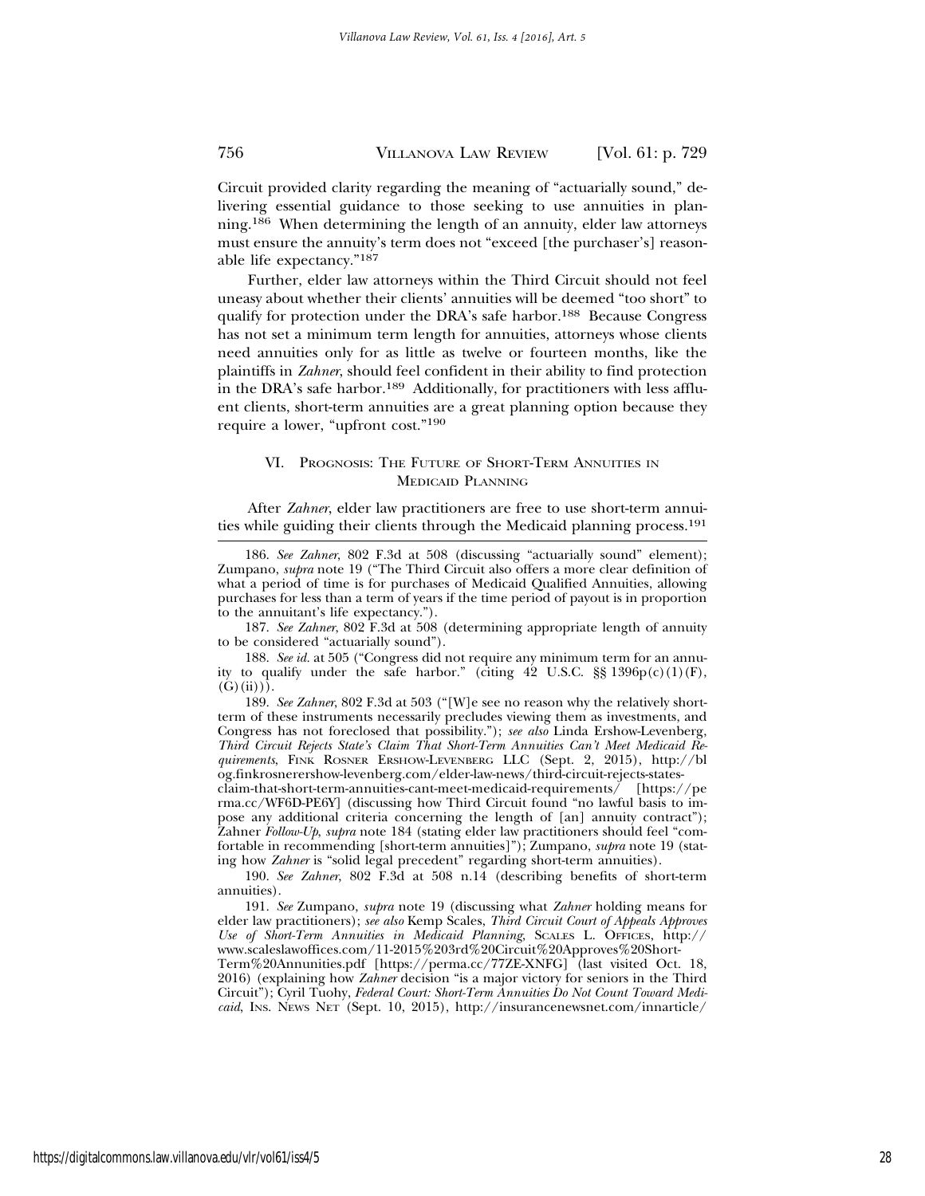Circuit provided clarity regarding the meaning of "actuarially sound," delivering essential guidance to those seeking to use annuities in planning.[186] When determining the length of an annuity, elder law attorneys must ensure the annuity's term does not "exceed [the purchaser's] reasonable life expectancy."[187]

Further, elder law attorneys within the Third Circuit should not feel uneasy about whether their clients' annuities will be deemed "too short" to qualify for protection under the DRA's safe harbor.[188] Because Congress has not set a minimum term length for annuities, attorneys whose clients need annuities only for as little as twelve or fourteen months, like the plaintiffs in *Zahner*, should feel confident in their ability to find protection in the DRA's safe harbor.[189] Additionally, for practitioners with less affluent clients, short-term annuities are a great planning option because they require a lower, "upfront cost."[190]

## VI. Prognosis: The Future of Short-Term Annuities in Medicaid Planning

After *Zahner*, elder law practitioners are free to use short-term annuities while guiding their clients through the Medicaid planning process.[191]

---

186. *See Zahner*, 802 F.3d at 508 (discussing "actuarially sound" element); Zumpano, *supra* note 19 ("The Third Circuit also offers a more clear definition of what a period of time is for purchases of Medicaid Qualified Annuities, allowing purchases for less than a term of years if the time period of payout is in proportion to the annuitant's life expectancy.").

187. *See Zahner*, 802 F.3d at 508 (determining appropriate length of annuity to be considered "actuarially sound").

188. *See id.* at 505 ("Congress did not require any minimum term for an annuity to qualify under the safe harbor." (citing 42 U.S.C. §§ 1396p(c)(1)(F), (G)(ii))).

189. *See Zahner*, 802 F.3d at 503 ("[W]e see no reason why the relatively short-term of these instruments necessarily precludes viewing them as investments, and Congress has not foreclosed that possibility."); *see also* Linda Ershow-Levenberg, *Third Circuit Rejects State's Claim That Short-Term Annuities Can't Meet Medicaid Requirements*, Fink Rosner Ershow-Levenberg LLC (Sept. 2, 2015), http://blog.finkrosnershow-levenberg.com/elder-law-news/third-circuit-rejects-states-claim-that-short-term-annuities-cant-meet-medicaid-requirements/ [https://perma.cc/WF6D-PE6Y] (discussing how Third Circuit found "no lawful basis to impose any additional criteria concerning the length of [an] annuity contract"); Zahner *Follow-Up*, *supra* note 184 (stating elder law practitioners should feel "comfortable in recommending [short-term annuities]"); Zumpano, *supra* note 19 (stating how *Zahner* is "solid legal precedent" regarding short-term annuities).

190. *See Zahner*, 802 F.3d at 508 n.14 (describing benefits of short-term annuities).

191. *See* Zumpano, *supra* note 19 (discussing what *Zahner* holding means for elder law practitioners); *see also* Kemp Scales, *Third Circuit Court of Appeals Approves Use of Short-Term Annuities in Medicaid Planning*, Scales L. Offices, http://www.scaleslawoffices.com/11-2015%203rd%20Circuit%20Approves%20Short-Term%20Annunities.pdf [https://perma.cc/77ZE-XNFG] (last visited Oct. 18, 2016) (explaining how *Zahner* decision "is a major victory for seniors in the Third Circuit"); Cyril Tuohy, *Federal Court: Short-Term Annuities Do Not Count Toward Medicaid*, Ins. News Net (Sept. 10, 2015), http://insurancenewsnet.com/innarticle/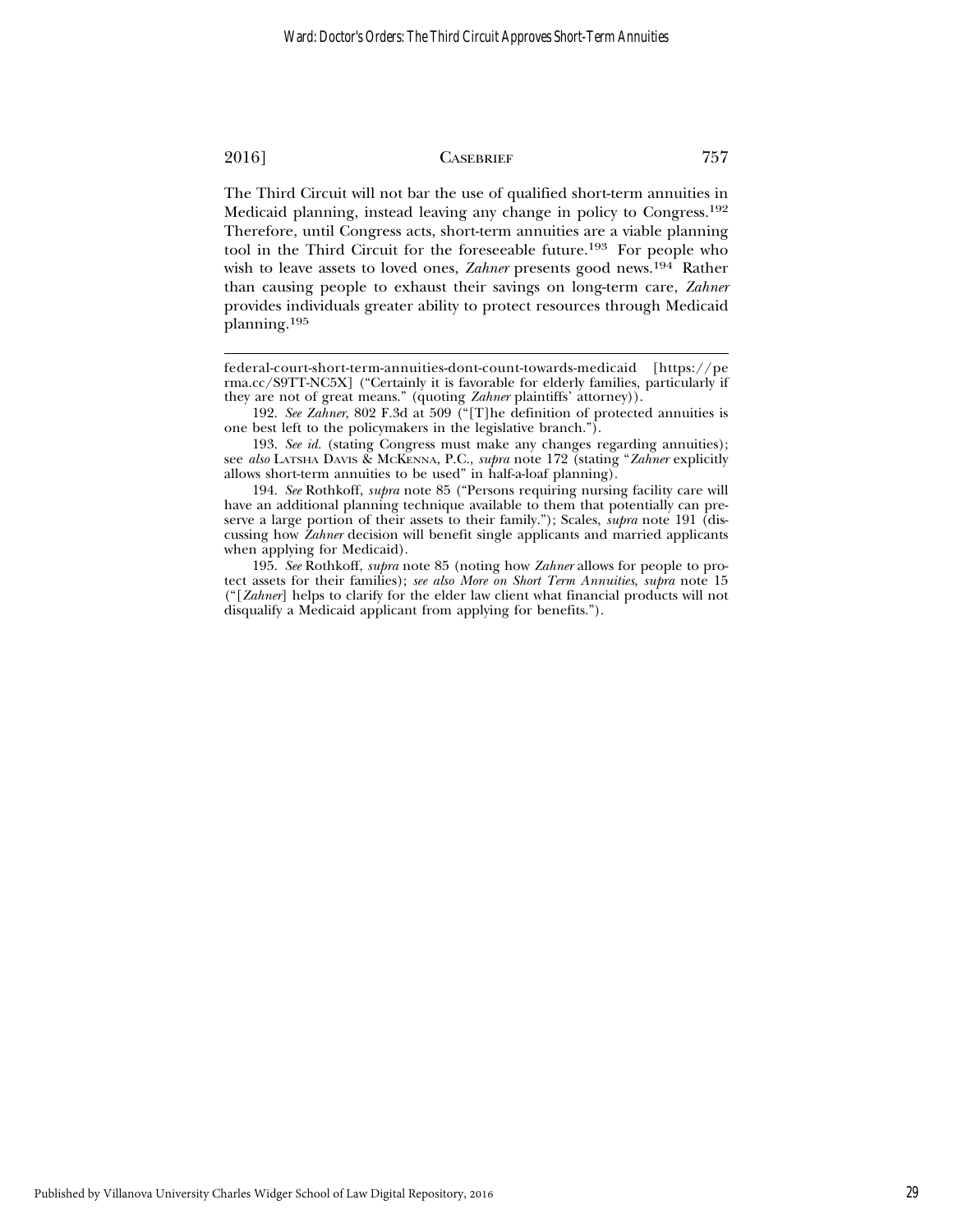The Third Circuit will not bar the use of qualified short-term annuities in Medicaid planning, instead leaving any change in policy to Congress.[192] Therefore, until Congress acts, short-term annuities are a viable planning tool in the Third Circuit for the foreseeable future.[193] For people who wish to leave assets to loved ones, *Zahner* presents good news.[194] Rather than causing people to exhaust their savings on long-term care, *Zahner* provides individuals greater ability to protect resources through Medicaid planning.[195]

---

federal-court-short-term-annuities-dont-count-towards-medicaid [https://perma.cc/S9TT-NC5X] ("Certainly it is favorable for elderly families, particularly if they are not of great means." (quoting *Zahner* plaintiffs' attorney)).

192. *See Zahner*, 802 F.3d at 509 ("[T]he definition of protected annuities is one best left to the policymakers in the legislative branch.").

193. *See id.* (stating Congress must make any changes regarding annuities); see *also* LATSHA DAVIS & MCKENNA, P.C., *supra* note 172 (stating "*Zahner* explicitly allows short-term annuities to be used" in half-a-loaf planning).

194. *See* Rothkoff, *supra* note 85 ("Persons requiring nursing facility care will have an additional planning technique available to them that potentially can preserve a large portion of their assets to their family."); Scales, *supra* note 191 (discussing how *Zahner* decision will benefit single applicants and married applicants when applying for Medicaid).

195. *See* Rothkoff, *supra* note 85 (noting how *Zahner* allows for people to protect assets for their families); *see also More on Short Term Annuities*, *supra* note 15 ("[*Zahner*] helps to clarify for the elder law client what financial products will not disqualify a Medicaid applicant from applying for benefits.").